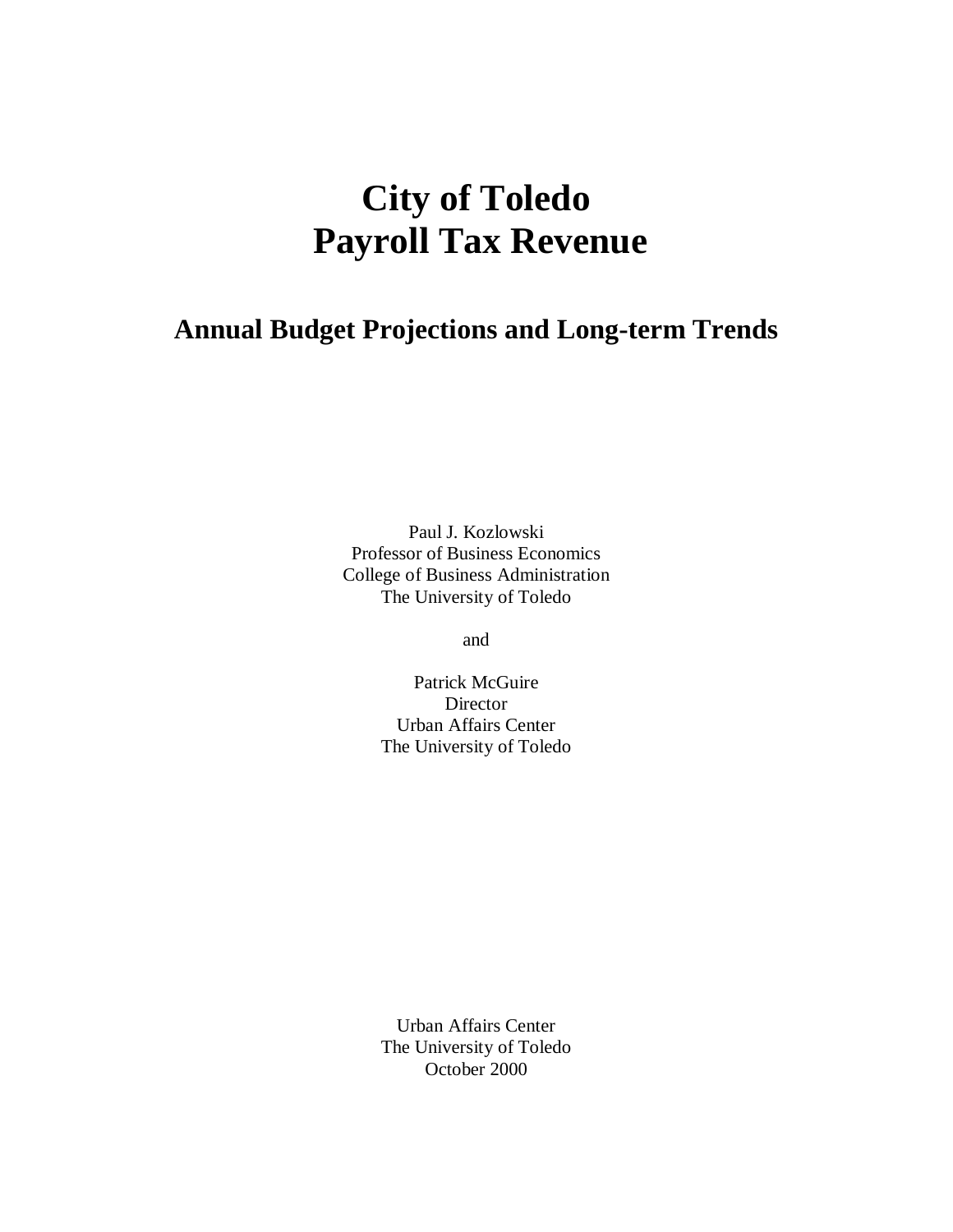# City of Toledo
# Payroll Tax Revenue

## Annual Budget Projections and Long-term Trends

Paul J. Kozlowski
Professor of Business Economics
College of Business Administration
The University of Toledo

and

Patrick McGuire
Director
Urban Affairs Center
The University of Toledo

Urban Affairs Center
The University of Toledo
October 2000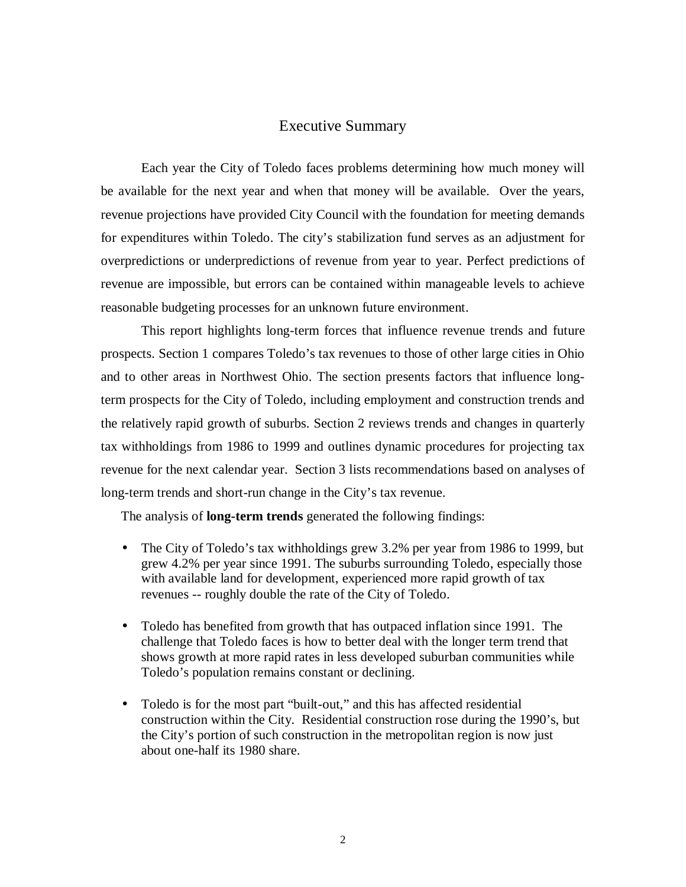# Executive Summary

Each year the City of Toledo faces problems determining how much money will be available for the next year and when that money will be available. Over the years, revenue projections have provided City Council with the foundation for meeting demands for expenditures within Toledo. The city's stabilization fund serves as an adjustment for overpredictions or underpredictions of revenue from year to year. Perfect predictions of revenue are impossible, but errors can be contained within manageable levels to achieve reasonable budgeting processes for an unknown future environment.

This report highlights long-term forces that influence revenue trends and future prospects. Section 1 compares Toledo's tax revenues to those of other large cities in Ohio and to other areas in Northwest Ohio. The section presents factors that influence long-term prospects for the City of Toledo, including employment and construction trends and the relatively rapid growth of suburbs. Section 2 reviews trends and changes in quarterly tax withholdings from 1986 to 1999 and outlines dynamic procedures for projecting tax revenue for the next calendar year. Section 3 lists recommendations based on analyses of long-term trends and short-run change in the City's tax revenue.

The analysis of **long-term trends** generated the following findings:

- The City of Toledo's tax withholdings grew 3.2% per year from 1986 to 1999, but grew 4.2% per year since 1991. The suburbs surrounding Toledo, especially those with available land for development, experienced more rapid growth of tax revenues -- roughly double the rate of the City of Toledo.
- Toledo has benefited from growth that has outpaced inflation since 1991. The challenge that Toledo faces is how to better deal with the longer term trend that shows growth at more rapid rates in less developed suburban communities while Toledo's population remains constant or declining.
- Toledo is for the most part "built-out," and this has affected residential construction within the City. Residential construction rose during the 1990's, but the City's portion of such construction in the metropolitan region is now just about one-half its 1980 share.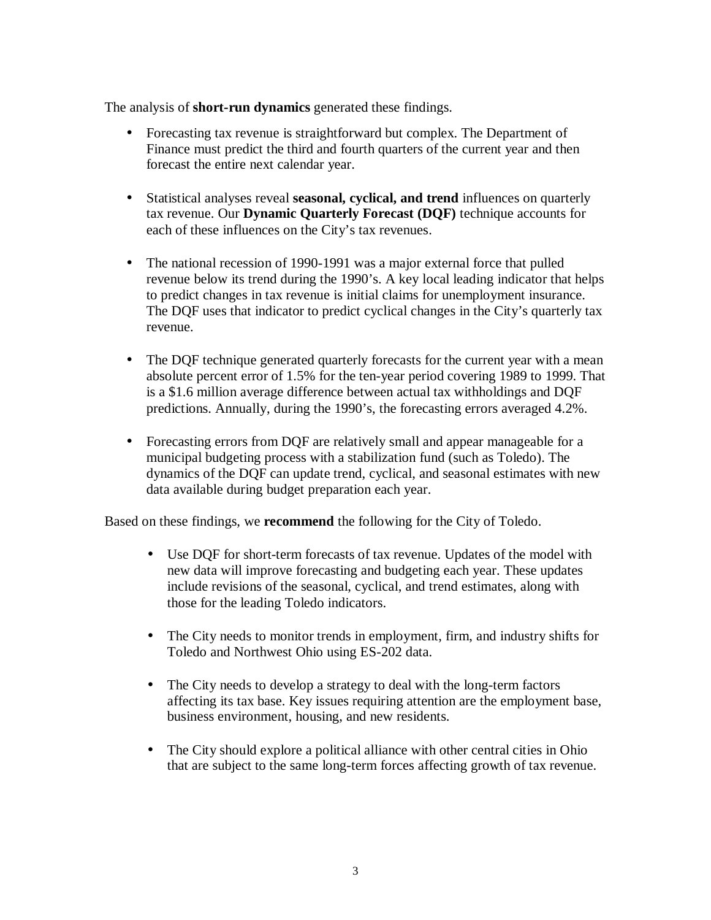The analysis of **short-run dynamics** generated these findings.

- Forecasting tax revenue is straightforward but complex. The Department of Finance must predict the third and fourth quarters of the current year and then forecast the entire next calendar year.

- Statistical analyses reveal **seasonal, cyclical, and trend** influences on quarterly tax revenue. Our **Dynamic Quarterly Forecast (DQF)** technique accounts for each of these influences on the City's tax revenues.

- The national recession of 1990-1991 was a major external force that pulled revenue below its trend during the 1990's. A key local leading indicator that helps to predict changes in tax revenue is initial claims for unemployment insurance. The DQF uses that indicator to predict cyclical changes in the City's quarterly tax revenue.

- The DQF technique generated quarterly forecasts for the current year with a mean absolute percent error of 1.5% for the ten-year period covering 1989 to 1999. That is a $1.6 million average difference between actual tax withholdings and DQF predictions. Annually, during the 1990's, the forecasting errors averaged 4.2%.

- Forecasting errors from DQF are relatively small and appear manageable for a municipal budgeting process with a stabilization fund (such as Toledo). The dynamics of the DQF can update trend, cyclical, and seasonal estimates with new data available during budget preparation each year.

Based on these findings, we **recommend** the following for the City of Toledo.

- Use DQF for short-term forecasts of tax revenue. Updates of the model with new data will improve forecasting and budgeting each year. These updates include revisions of the seasonal, cyclical, and trend estimates, along with those for the leading Toledo indicators.

- The City needs to monitor trends in employment, firm, and industry shifts for Toledo and Northwest Ohio using ES-202 data.

- The City needs to develop a strategy to deal with the long-term factors affecting its tax base. Key issues requiring attention are the employment base, business environment, housing, and new residents.

- The City should explore a political alliance with other central cities in Ohio that are subject to the same long-term forces affecting growth of tax revenue.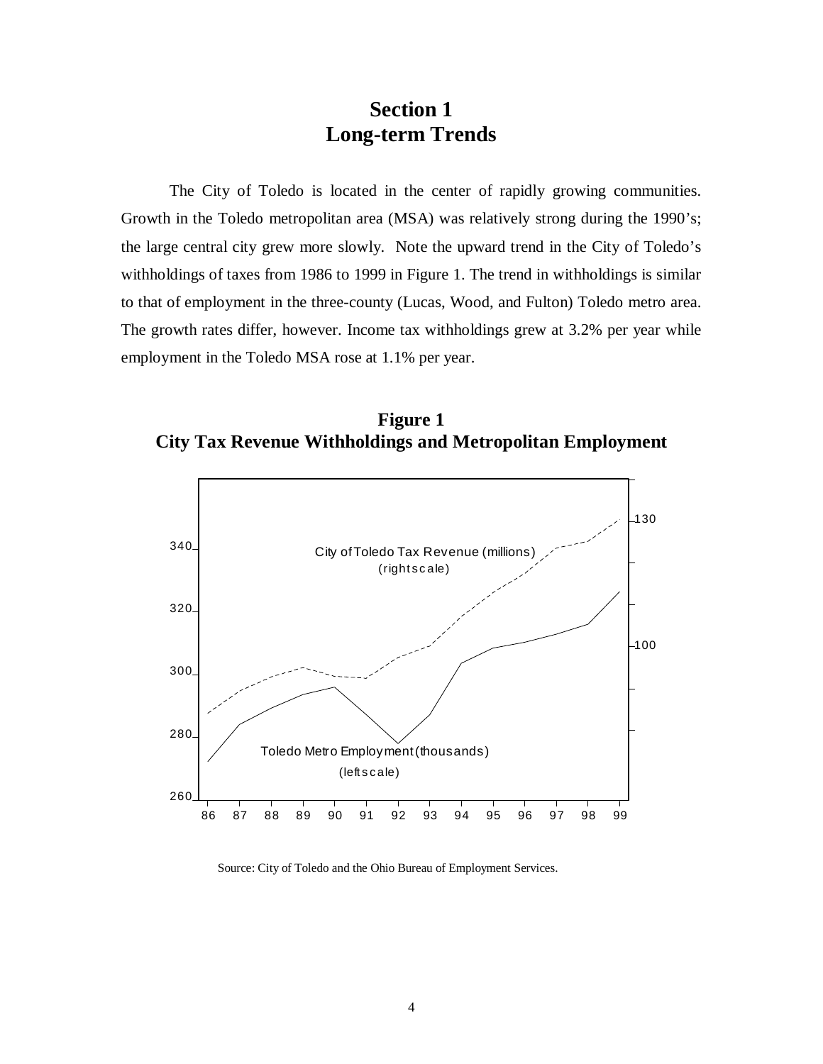# Section 1
# Long-term Trends

The City of Toledo is located in the center of rapidly growing communities. Growth in the Toledo metropolitan area (MSA) was relatively strong during the 1990's; the large central city grew more slowly. Note the upward trend in the City of Toledo's withholdings of taxes from 1986 to 1999 in Figure 1. The trend in withholdings is similar to that of employment in the three-county (Lucas, Wood, and Fulton) Toledo metro area. The growth rates differ, however. Income tax withholdings grew at 3.2% per year while employment in the Toledo MSA rose at 1.1% per year.

**Figure 1**
**City Tax Revenue Withholdings and Metropolitan Employment**

Source: City of Toledo and the Ohio Bureau of Employment Services.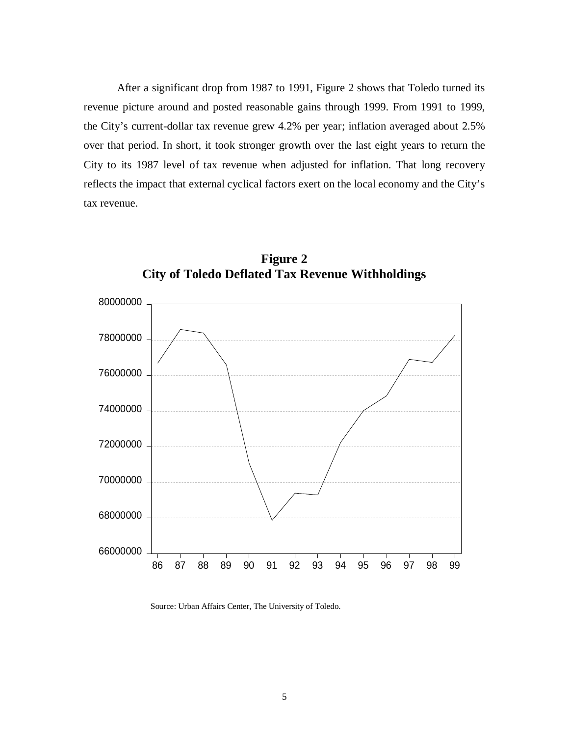After a significant drop from 1987 to 1991, Figure 2 shows that Toledo turned its revenue picture around and posted reasonable gains through 1999. From 1991 to 1999, the City's current-dollar tax revenue grew 4.2% per year; inflation averaged about 2.5% over that period. In short, it took stronger growth over the last eight years to return the City to its 1987 level of tax revenue when adjusted for inflation. That long recovery reflects the impact that external cyclical factors exert on the local economy and the City's tax revenue.

**Figure 2**
**City of Toledo Deflated Tax Revenue Withholdings**

Source: Urban Affairs Center, The University of Toledo.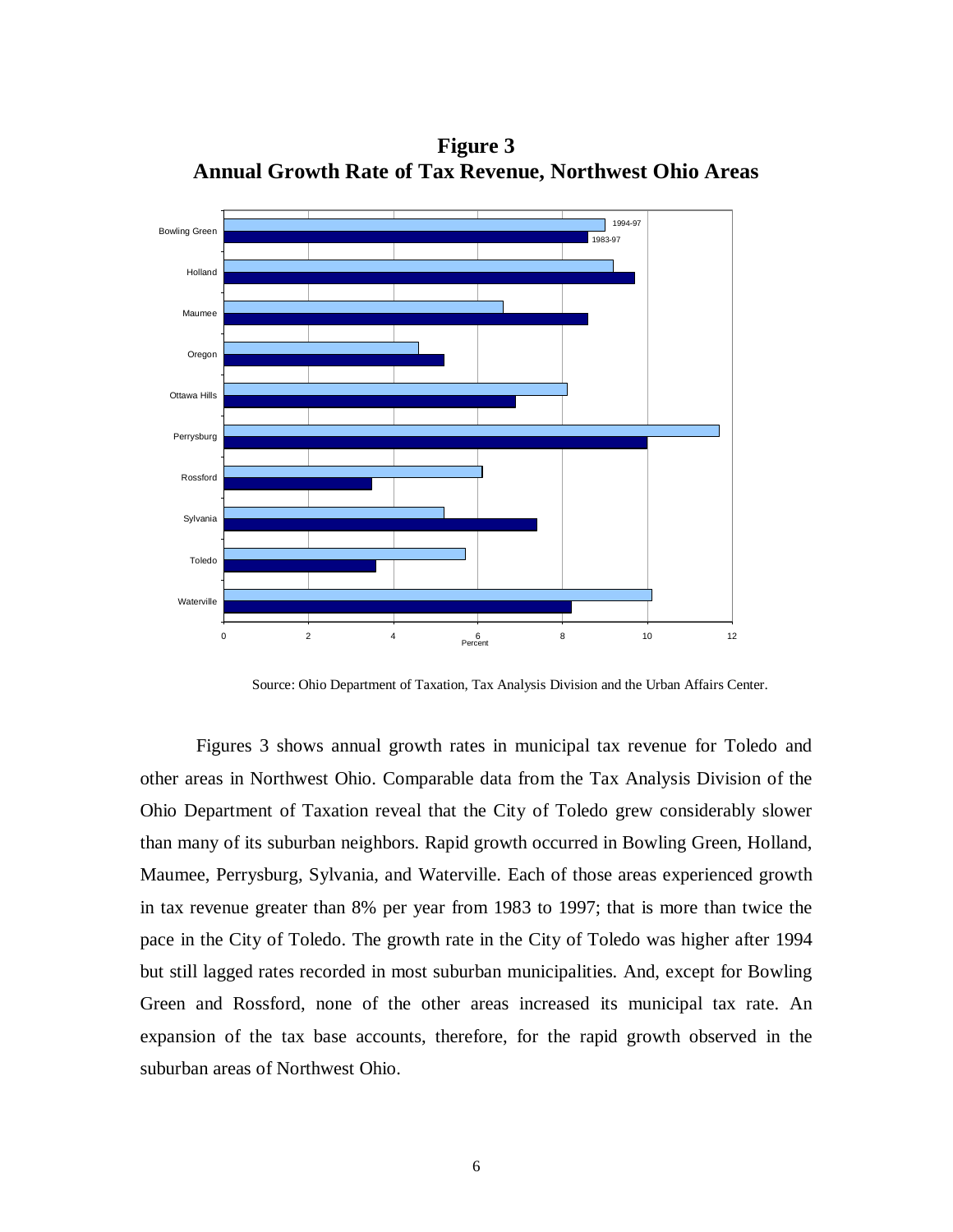**Figure 3**
**Annual Growth Rate of Tax Revenue, Northwest Ohio Areas**

Source: Ohio Department of Taxation, Tax Analysis Division and the Urban Affairs Center.

Figures 3 shows annual growth rates in municipal tax revenue for Toledo and other areas in Northwest Ohio. Comparable data from the Tax Analysis Division of the Ohio Department of Taxation reveal that the City of Toledo grew considerably slower than many of its suburban neighbors. Rapid growth occurred in Bowling Green, Holland, Maumee, Perrysburg, Sylvania, and Waterville. Each of those areas experienced growth in tax revenue greater than 8% per year from 1983 to 1997; that is more than twice the pace in the City of Toledo. The growth rate in the City of Toledo was higher after 1994 but still lagged rates recorded in most suburban municipalities. And, except for Bowling Green and Rossford, none of the other areas increased its municipal tax rate. An expansion of the tax base accounts, therefore, for the rapid growth observed in the suburban areas of Northwest Ohio.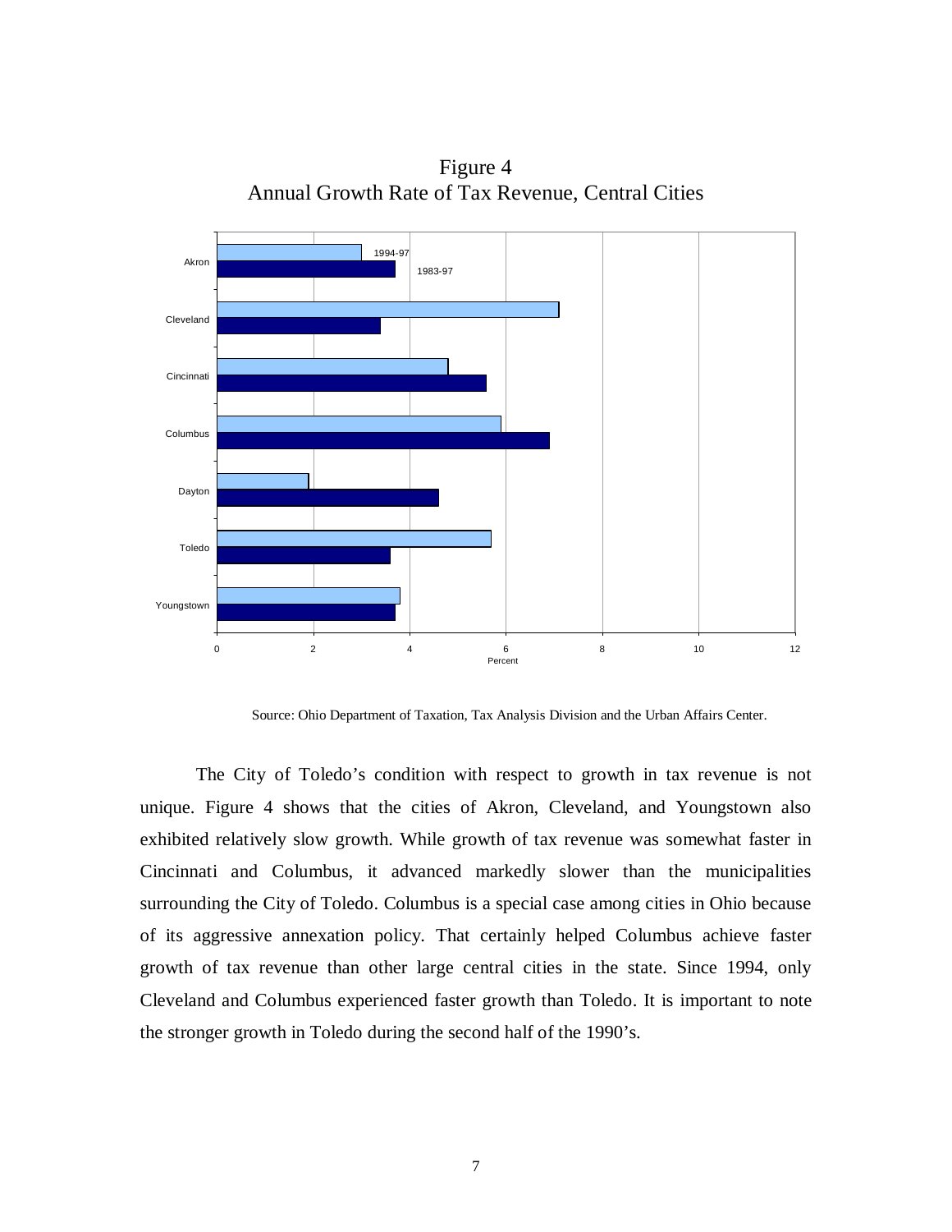Figure 4
Annual Growth Rate of Tax Revenue, Central Cities

Source: Ohio Department of Taxation, Tax Analysis Division and the Urban Affairs Center.

The City of Toledo's condition with respect to growth in tax revenue is not unique. Figure 4 shows that the cities of Akron, Cleveland, and Youngstown also exhibited relatively slow growth. While growth of tax revenue was somewhat faster in Cincinnati and Columbus, it advanced markedly slower than the municipalities surrounding the City of Toledo. Columbus is a special case among cities in Ohio because of its aggressive annexation policy. That certainly helped Columbus achieve faster growth of tax revenue than other large central cities in the state. Since 1994, only Cleveland and Columbus experienced faster growth than Toledo. It is important to note the stronger growth in Toledo during the second half of the 1990's.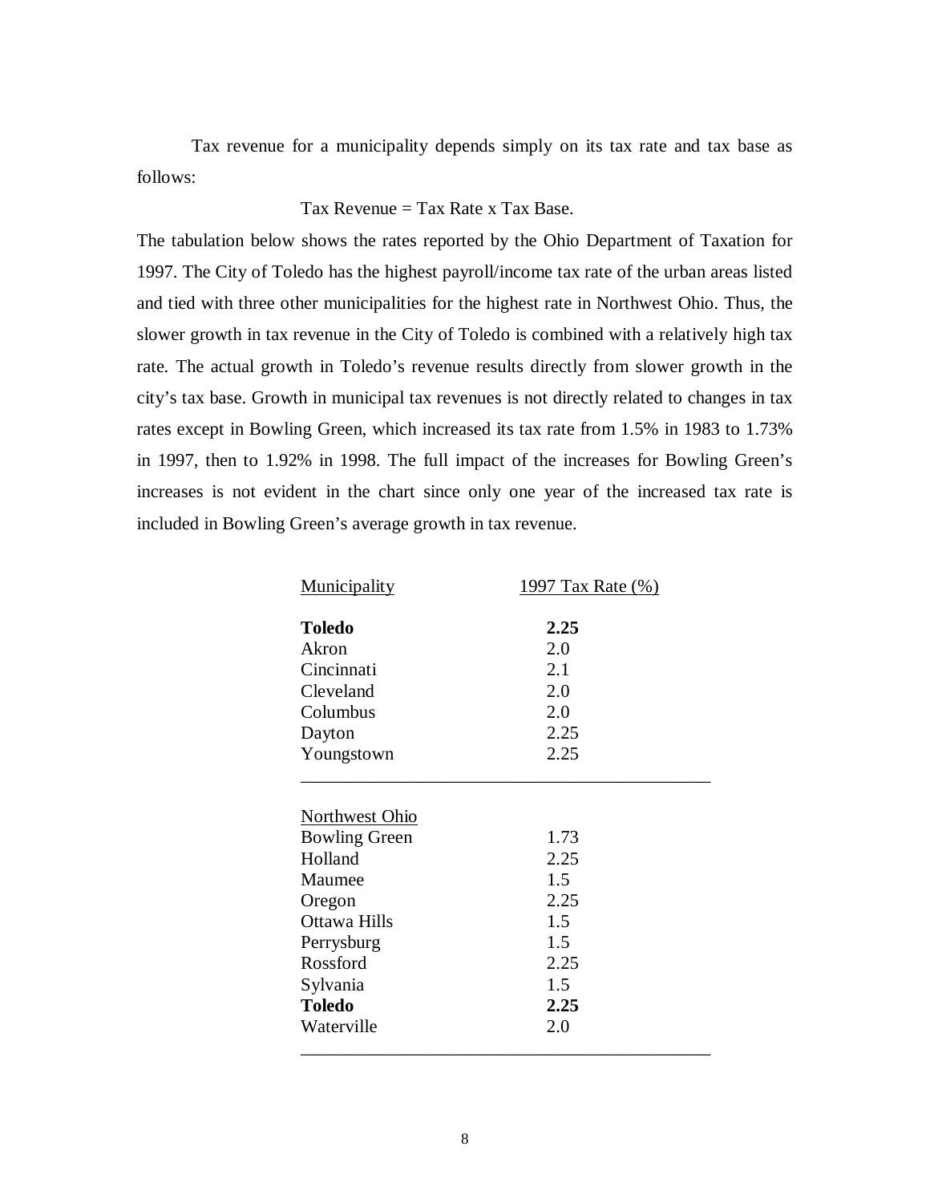Tax revenue for a municipality depends simply on its tax rate and tax base as follows:

Tax Revenue = Tax Rate x Tax Base.

The tabulation below shows the rates reported by the Ohio Department of Taxation for 1997. The City of Toledo has the highest payroll/income tax rate of the urban areas listed and tied with three other municipalities for the highest rate in Northwest Ohio. Thus, the slower growth in tax revenue in the City of Toledo is combined with a relatively high tax rate. The actual growth in Toledo's revenue results directly from slower growth in the city's tax base. Growth in municipal tax revenues is not directly related to changes in tax rates except in Bowling Green, which increased its tax rate from 1.5% in 1983 to 1.73% in 1997, then to 1.92% in 1998. The full impact of the increases for Bowling Green's increases is not evident in the chart since only one year of the increased tax rate is included in Bowling Green's average growth in tax revenue.

| Municipality | 1997 Tax Rate (%) |
|---|---|
| **Toledo** | **2.25** |
| Akron | 2.0 |
| Cincinnati | 2.1 |
| Cleveland | 2.0 |
| Columbus | 2.0 |
| Dayton | 2.25 |
| Youngstown | 2.25 |
| Northwest Ohio | |
| Bowling Green | 1.73 |
| Holland | 2.25 |
| Maumee | 1.5 |
| Oregon | 2.25 |
| Ottawa Hills | 1.5 |
| Perrysburg | 1.5 |
| Rossford | 2.25 |
| Sylvania | 1.5 |
| **Toledo** | **2.25** |
| Waterville | 2.0 |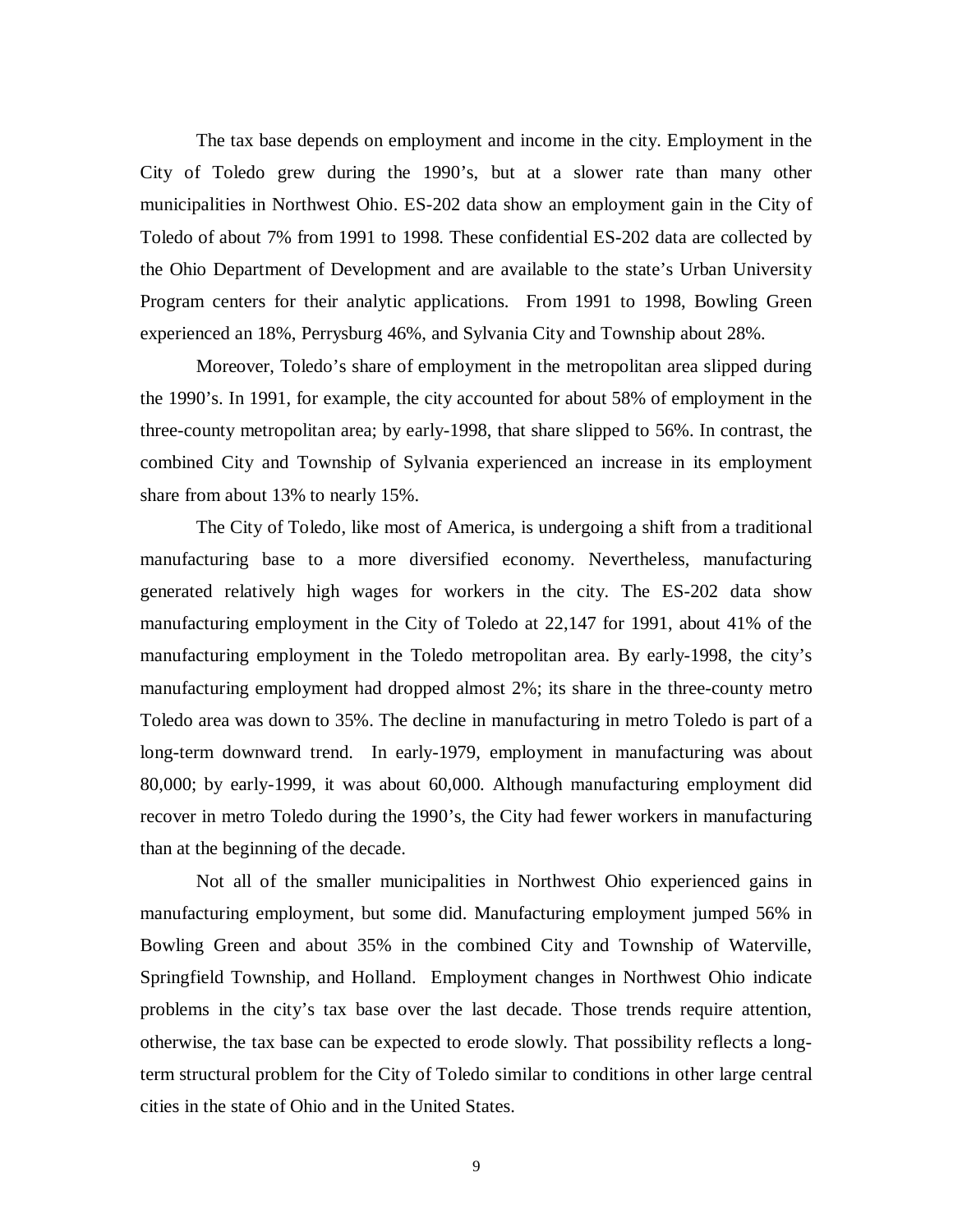The tax base depends on employment and income in the city. Employment in the City of Toledo grew during the 1990's, but at a slower rate than many other municipalities in Northwest Ohio. ES-202 data show an employment gain in the City of Toledo of about 7% from 1991 to 1998. These confidential ES-202 data are collected by the Ohio Department of Development and are available to the state's Urban University Program centers for their analytic applications. From 1991 to 1998, Bowling Green experienced an 18%, Perrysburg 46%, and Sylvania City and Township about 28%.

Moreover, Toledo's share of employment in the metropolitan area slipped during the 1990's. In 1991, for example, the city accounted for about 58% of employment in the three-county metropolitan area; by early-1998, that share slipped to 56%. In contrast, the combined City and Township of Sylvania experienced an increase in its employment share from about 13% to nearly 15%.

The City of Toledo, like most of America, is undergoing a shift from a traditional manufacturing base to a more diversified economy. Nevertheless, manufacturing generated relatively high wages for workers in the city. The ES-202 data show manufacturing employment in the City of Toledo at 22,147 for 1991, about 41% of the manufacturing employment in the Toledo metropolitan area. By early-1998, the city's manufacturing employment had dropped almost 2%; its share in the three-county metro Toledo area was down to 35%. The decline in manufacturing in metro Toledo is part of a long-term downward trend. In early-1979, employment in manufacturing was about 80,000; by early-1999, it was about 60,000. Although manufacturing employment did recover in metro Toledo during the 1990's, the City had fewer workers in manufacturing than at the beginning of the decade.

Not all of the smaller municipalities in Northwest Ohio experienced gains in manufacturing employment, but some did. Manufacturing employment jumped 56% in Bowling Green and about 35% in the combined City and Township of Waterville, Springfield Township, and Holland. Employment changes in Northwest Ohio indicate problems in the city's tax base over the last decade. Those trends require attention, otherwise, the tax base can be expected to erode slowly. That possibility reflects a long-term structural problem for the City of Toledo similar to conditions in other large central cities in the state of Ohio and in the United States.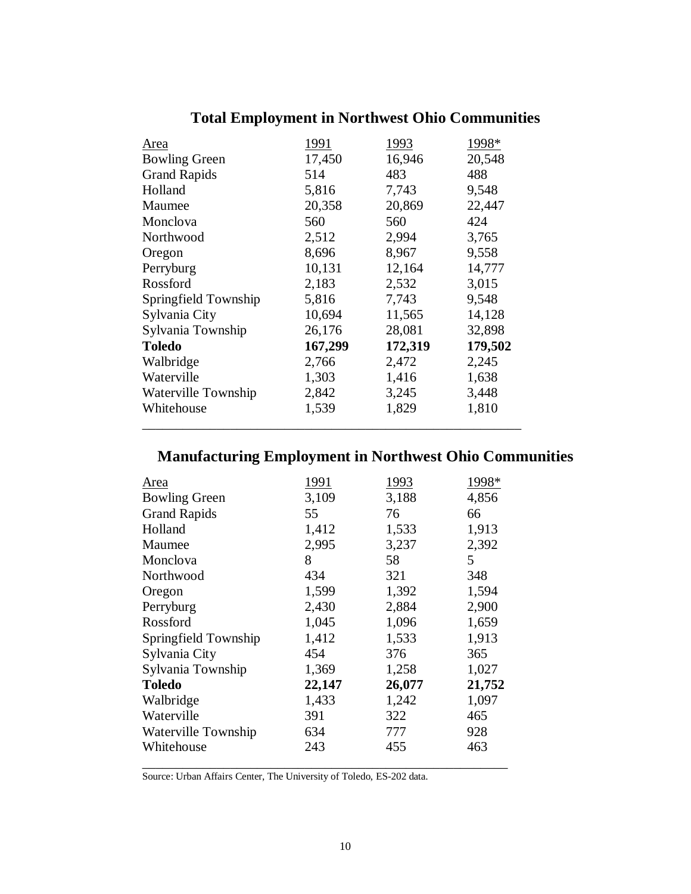## Total Employment in Northwest Ohio Communities

| Area | 1991 | 1993 | 1998* |
|---|---|---|---|
| Bowling Green | 17,450 | 16,946 | 20,548 |
| Grand Rapids | 514 | 483 | 488 |
| Holland | 5,816 | 7,743 | 9,548 |
| Maumee | 20,358 | 20,869 | 22,447 |
| Monclova | 560 | 560 | 424 |
| Northwood | 2,512 | 2,994 | 3,765 |
| Oregon | 8,696 | 8,967 | 9,558 |
| Perryburg | 10,131 | 12,164 | 14,777 |
| Rossford | 2,183 | 2,532 | 3,015 |
| Springfield Township | 5,816 | 7,743 | 9,548 |
| Sylvania City | 10,694 | 11,565 | 14,128 |
| Sylvania Township | 26,176 | 28,081 | 32,898 |
| **Toledo** | **167,299** | **172,319** | **179,502** |
| Walbridge | 2,766 | 2,472 | 2,245 |
| Waterville | 1,303 | 1,416 | 1,638 |
| Waterville Township | 2,842 | 3,245 | 3,448 |
| Whitehouse | 1,539 | 1,829 | 1,810 |

## Manufacturing Employment in Northwest Ohio Communities

| Area | 1991 | 1993 | 1998* |
|---|---|---|---|
| Bowling Green | 3,109 | 3,188 | 4,856 |
| Grand Rapids | 55 | 76 | 66 |
| Holland | 1,412 | 1,533 | 1,913 |
| Maumee | 2,995 | 3,237 | 2,392 |
| Monclova | 8 | 58 | 5 |
| Northwood | 434 | 321 | 348 |
| Oregon | 1,599 | 1,392 | 1,594 |
| Perryburg | 2,430 | 2,884 | 2,900 |
| Rossford | 1,045 | 1,096 | 1,659 |
| Springfield Township | 1,412 | 1,533 | 1,913 |
| Sylvania City | 454 | 376 | 365 |
| Sylvania Township | 1,369 | 1,258 | 1,027 |
| **Toledo** | **22,147** | **26,077** | **21,752** |
| Walbridge | 1,433 | 1,242 | 1,097 |
| Waterville | 391 | 322 | 465 |
| Waterville Township | 634 | 777 | 928 |
| Whitehouse | 243 | 455 | 463 |

Source: Urban Affairs Center, The University of Toledo, ES-202 data.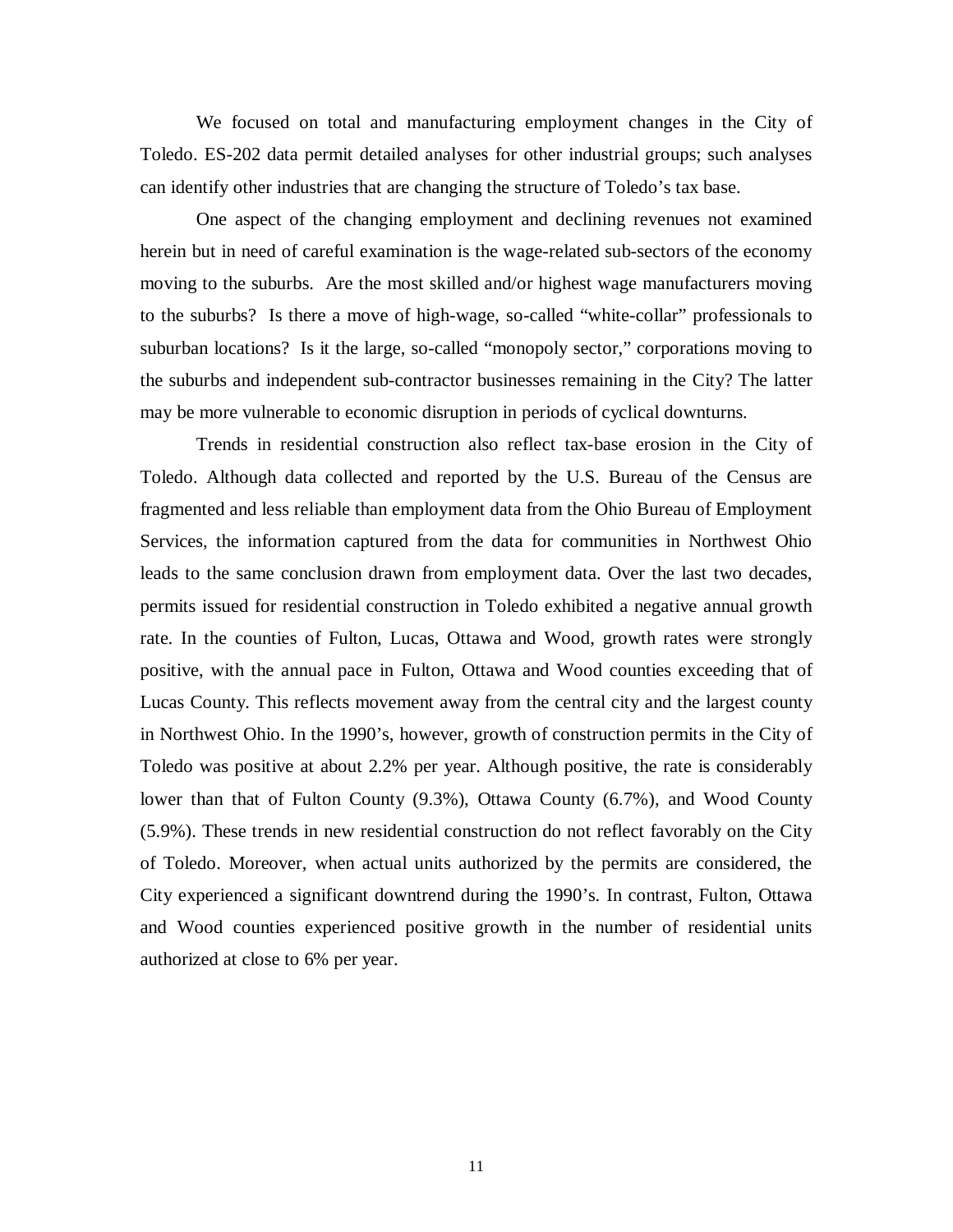We focused on total and manufacturing employment changes in the City of Toledo. ES-202 data permit detailed analyses for other industrial groups; such analyses can identify other industries that are changing the structure of Toledo's tax base.

One aspect of the changing employment and declining revenues not examined herein but in need of careful examination is the wage-related sub-sectors of the economy moving to the suburbs. Are the most skilled and/or highest wage manufacturers moving to the suburbs? Is there a move of high-wage, so-called "white-collar" professionals to suburban locations? Is it the large, so-called "monopoly sector," corporations moving to the suburbs and independent sub-contractor businesses remaining in the City? The latter may be more vulnerable to economic disruption in periods of cyclical downturns.

Trends in residential construction also reflect tax-base erosion in the City of Toledo. Although data collected and reported by the U.S. Bureau of the Census are fragmented and less reliable than employment data from the Ohio Bureau of Employment Services, the information captured from the data for communities in Northwest Ohio leads to the same conclusion drawn from employment data. Over the last two decades, permits issued for residential construction in Toledo exhibited a negative annual growth rate. In the counties of Fulton, Lucas, Ottawa and Wood, growth rates were strongly positive, with the annual pace in Fulton, Ottawa and Wood counties exceeding that of Lucas County. This reflects movement away from the central city and the largest county in Northwest Ohio. In the 1990's, however, growth of construction permits in the City of Toledo was positive at about 2.2% per year. Although positive, the rate is considerably lower than that of Fulton County (9.3%), Ottawa County (6.7%), and Wood County (5.9%). These trends in new residential construction do not reflect favorably on the City of Toledo. Moreover, when actual units authorized by the permits are considered, the City experienced a significant downtrend during the 1990's. In contrast, Fulton, Ottawa and Wood counties experienced positive growth in the number of residential units authorized at close to 6% per year.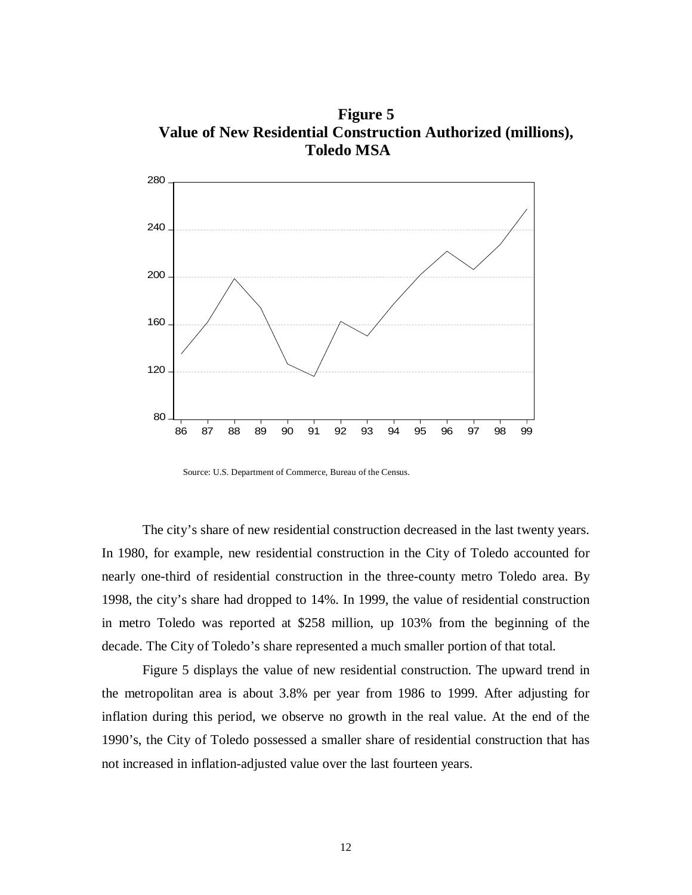**Figure 5**
**Value of New Residential Construction Authorized (millions), Toledo MSA**

Source: U.S. Department of Commerce, Bureau of the Census.

The city's share of new residential construction decreased in the last twenty years. In 1980, for example, new residential construction in the City of Toledo accounted for nearly one-third of residential construction in the three-county metro Toledo area. By 1998, the city's share had dropped to 14%. In 1999, the value of residential construction in metro Toledo was reported at $258 million, up 103% from the beginning of the decade. The City of Toledo's share represented a much smaller portion of that total.

Figure 5 displays the value of new residential construction. The upward trend in the metropolitan area is about 3.8% per year from 1986 to 1999. After adjusting for inflation during this period, we observe no growth in the real value. At the end of the 1990's, the City of Toledo possessed a smaller share of residential construction that has not increased in inflation-adjusted value over the last fourteen years.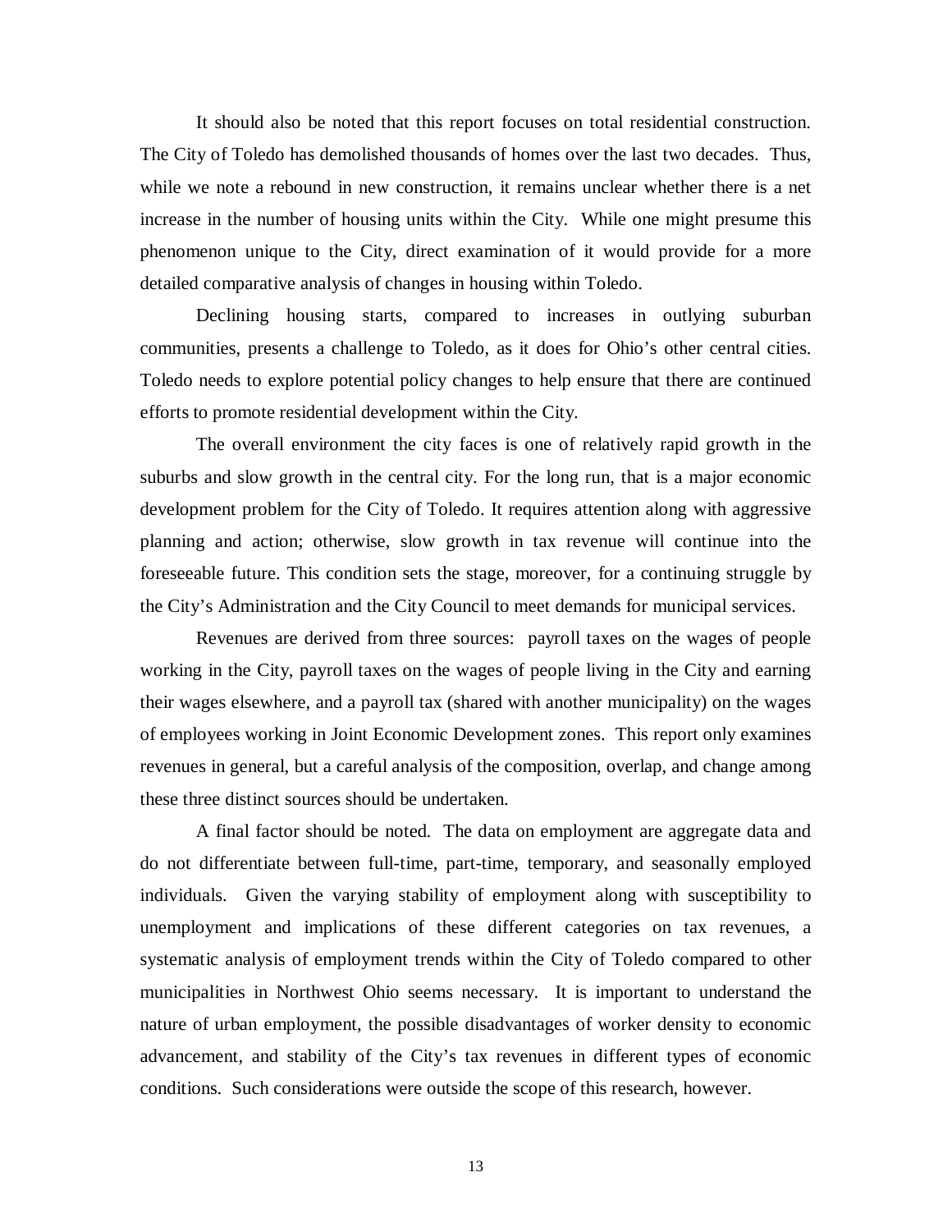It should also be noted that this report focuses on total residential construction. The City of Toledo has demolished thousands of homes over the last two decades. Thus, while we note a rebound in new construction, it remains unclear whether there is a net increase in the number of housing units within the City. While one might presume this phenomenon unique to the City, direct examination of it would provide for a more detailed comparative analysis of changes in housing within Toledo.

Declining housing starts, compared to increases in outlying suburban communities, presents a challenge to Toledo, as it does for Ohio's other central cities. Toledo needs to explore potential policy changes to help ensure that there are continued efforts to promote residential development within the City.

The overall environment the city faces is one of relatively rapid growth in the suburbs and slow growth in the central city. For the long run, that is a major economic development problem for the City of Toledo. It requires attention along with aggressive planning and action; otherwise, slow growth in tax revenue will continue into the foreseeable future. This condition sets the stage, moreover, for a continuing struggle by the City's Administration and the City Council to meet demands for municipal services.

Revenues are derived from three sources: payroll taxes on the wages of people working in the City, payroll taxes on the wages of people living in the City and earning their wages elsewhere, and a payroll tax (shared with another municipality) on the wages of employees working in Joint Economic Development zones. This report only examines revenues in general, but a careful analysis of the composition, overlap, and change among these three distinct sources should be undertaken.

A final factor should be noted. The data on employment are aggregate data and do not differentiate between full-time, part-time, temporary, and seasonally employed individuals. Given the varying stability of employment along with susceptibility to unemployment and implications of these different categories on tax revenues, a systematic analysis of employment trends within the City of Toledo compared to other municipalities in Northwest Ohio seems necessary. It is important to understand the nature of urban employment, the possible disadvantages of worker density to economic advancement, and stability of the City's tax revenues in different types of economic conditions. Such considerations were outside the scope of this research, however.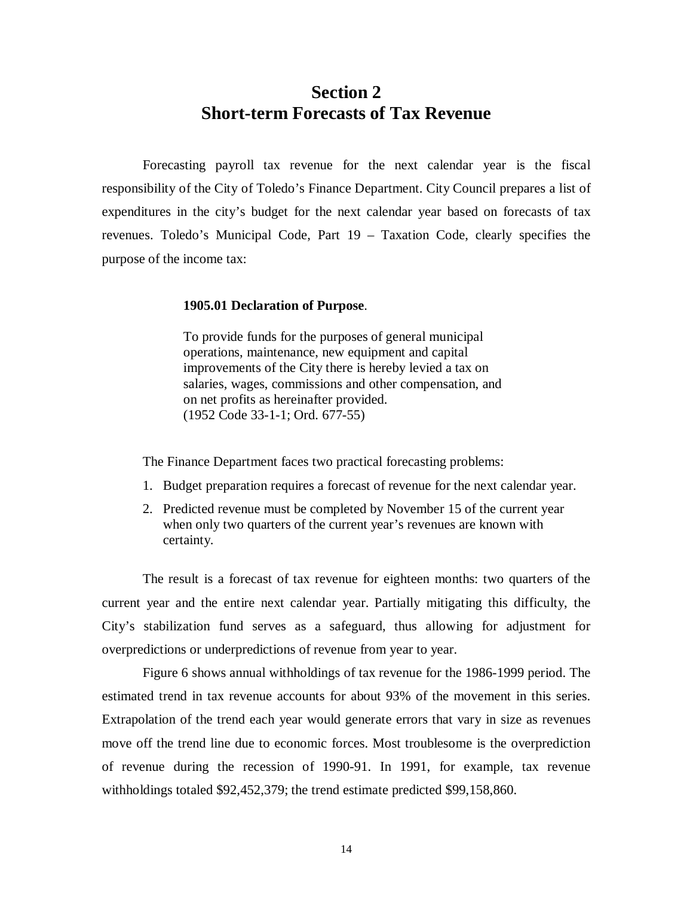# Section 2
# Short-term Forecasts of Tax Revenue

Forecasting payroll tax revenue for the next calendar year is the fiscal responsibility of the City of Toledo's Finance Department. City Council prepares a list of expenditures in the city's budget for the next calendar year based on forecasts of tax revenues. Toledo's Municipal Code, Part 19 – Taxation Code, clearly specifies the purpose of the income tax:

> **1905.01 Declaration of Purpose**.
>
> To provide funds for the purposes of general municipal operations, maintenance, new equipment and capital improvements of the City there is hereby levied a tax on salaries, wages, commissions and other compensation, and on net profits as hereinafter provided.
> (1952 Code 33-1-1; Ord. 677-55)

The Finance Department faces two practical forecasting problems:

1. Budget preparation requires a forecast of revenue for the next calendar year.
2. Predicted revenue must be completed by November 15 of the current year when only two quarters of the current year's revenues are known with certainty.

The result is a forecast of tax revenue for eighteen months: two quarters of the current year and the entire next calendar year. Partially mitigating this difficulty, the City's stabilization fund serves as a safeguard, thus allowing for adjustment for overpredictions or underpredictions of revenue from year to year.

Figure 6 shows annual withholdings of tax revenue for the 1986-1999 period. The estimated trend in tax revenue accounts for about 93% of the movement in this series. Extrapolation of the trend each year would generate errors that vary in size as revenues move off the trend line due to economic forces. Most troublesome is the overprediction of revenue during the recession of 1990-91. In 1991, for example, tax revenue withholdings totaled $92,452,379; the trend estimate predicted $99,158,860.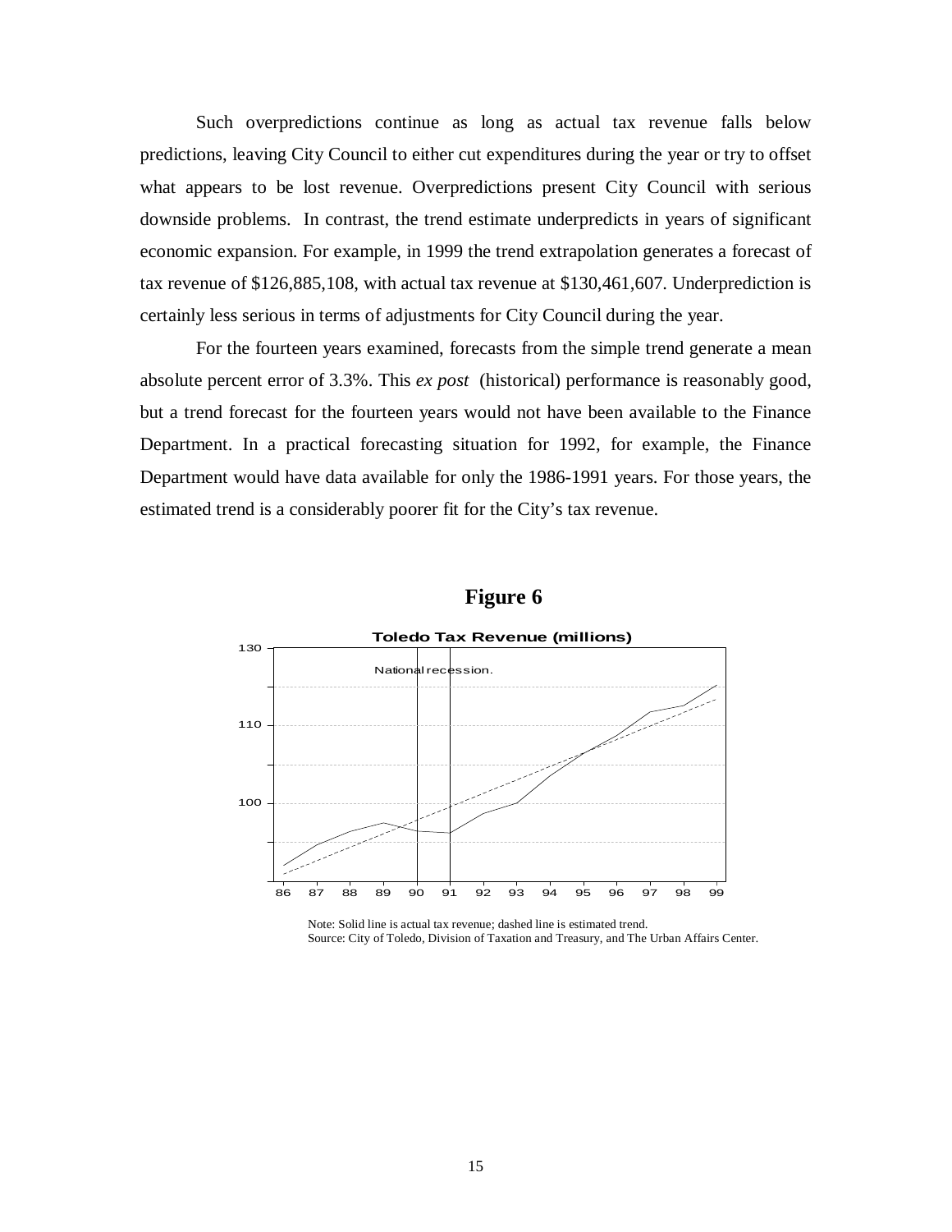Such overpredictions continue as long as actual tax revenue falls below predictions, leaving City Council to either cut expenditures during the year or try to offset what appears to be lost revenue. Overpredictions present City Council with serious downside problems. In contrast, the trend estimate underpredicts in years of significant economic expansion. For example, in 1999 the trend extrapolation generates a forecast of tax revenue of $126,885,108, with actual tax revenue at $130,461,607. Underprediction is certainly less serious in terms of adjustments for City Council during the year.

For the fourteen years examined, forecasts from the simple trend generate a mean absolute percent error of 3.3%. This *ex post* (historical) performance is reasonably good, but a trend forecast for the fourteen years would not have been available to the Finance Department. In a practical forecasting situation for 1992, for example, the Finance Department would have data available for only the 1986-1991 years. For those years, the estimated trend is a considerably poorer fit for the City's tax revenue.

## Figure 6

**Toledo Tax Revenue (millions)**

National recession.

Note: Solid line is actual tax revenue; dashed line is estimated trend.
Source: City of Toledo, Division of Taxation and Treasury, and The Urban Affairs Center.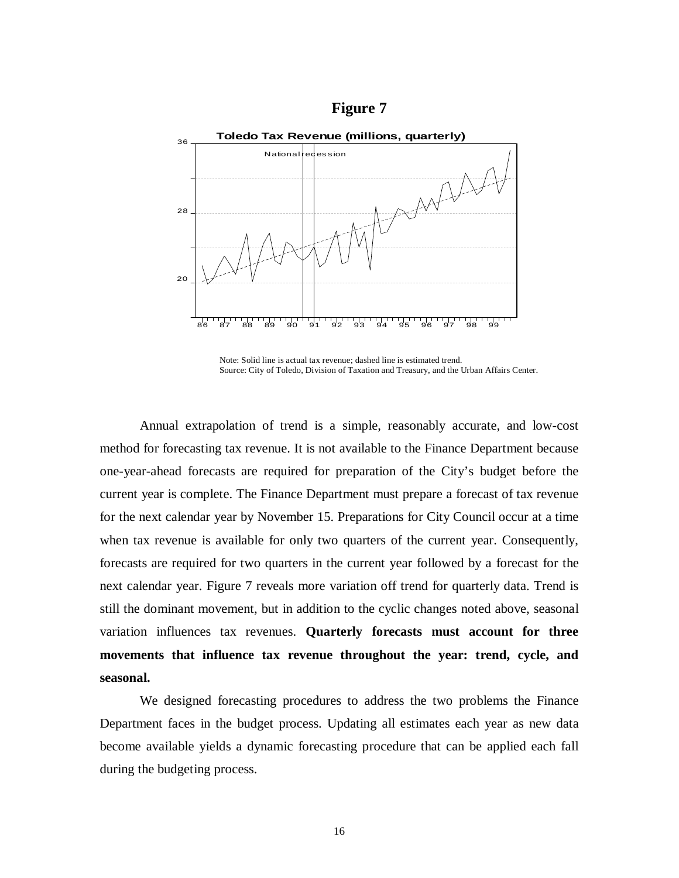**Figure 7**

**Toledo Tax Revenue (millions, quarterly)**

Note: Solid line is actual tax revenue; dashed line is estimated trend.
Source: City of Toledo, Division of Taxation and Treasury, and the Urban Affairs Center.

Annual extrapolation of trend is a simple, reasonably accurate, and low-cost method for forecasting tax revenue. It is not available to the Finance Department because one-year-ahead forecasts are required for preparation of the City's budget before the current year is complete. The Finance Department must prepare a forecast of tax revenue for the next calendar year by November 15. Preparations for City Council occur at a time when tax revenue is available for only two quarters of the current year. Consequently, forecasts are required for two quarters in the current year followed by a forecast for the next calendar year. Figure 7 reveals more variation off trend for quarterly data. Trend is still the dominant movement, but in addition to the cyclic changes noted above, seasonal variation influences tax revenues. **Quarterly forecasts must account for three movements that influence tax revenue throughout the year: trend, cycle, and seasonal.**

We designed forecasting procedures to address the two problems the Finance Department faces in the budget process. Updating all estimates each year as new data become available yields a dynamic forecasting procedure that can be applied each fall during the budgeting process.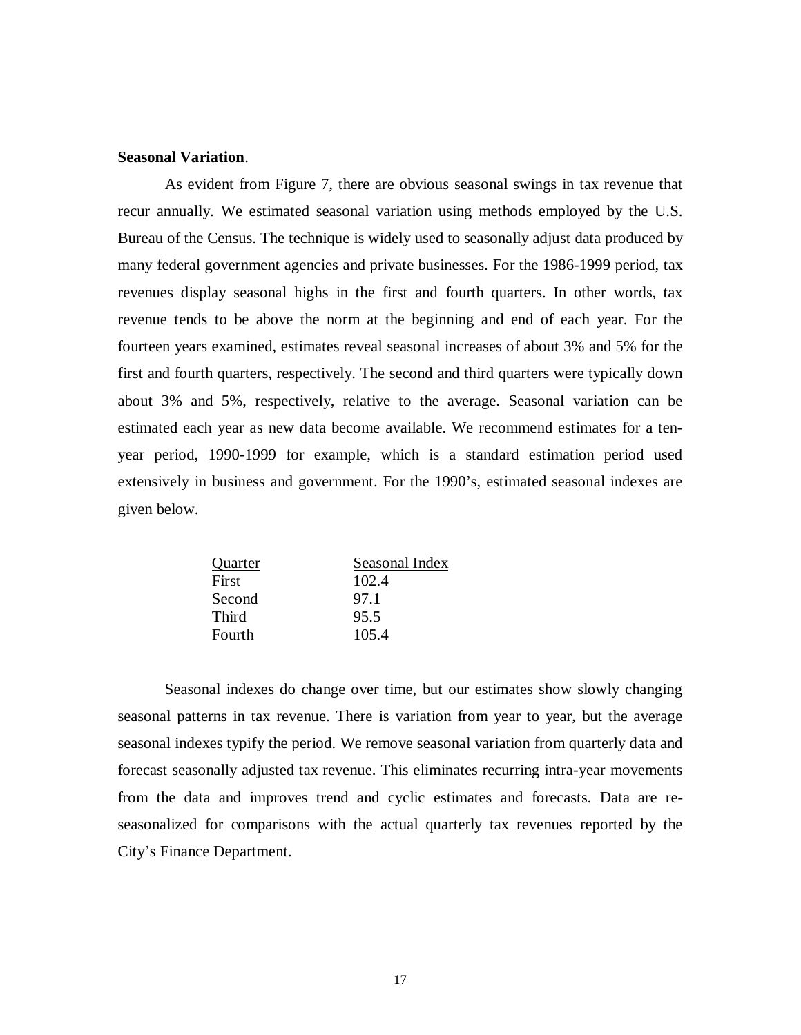**Seasonal Variation**.

As evident from Figure 7, there are obvious seasonal swings in tax revenue that recur annually. We estimated seasonal variation using methods employed by the U.S. Bureau of the Census. The technique is widely used to seasonally adjust data produced by many federal government agencies and private businesses. For the 1986-1999 period, tax revenues display seasonal highs in the first and fourth quarters. In other words, tax revenue tends to be above the norm at the beginning and end of each year. For the fourteen years examined, estimates reveal seasonal increases of about 3% and 5% for the first and fourth quarters, respectively. The second and third quarters were typically down about 3% and 5%, respectively, relative to the average. Seasonal variation can be estimated each year as new data become available. We recommend estimates for a ten-year period, 1990-1999 for example, which is a standard estimation period used extensively in business and government. For the 1990's, estimated seasonal indexes are given below.

| Quarter | Seasonal Index |
| --- | --- |
| First | 102.4 |
| Second | 97.1 |
| Third | 95.5 |
| Fourth | 105.4 |

Seasonal indexes do change over time, but our estimates show slowly changing seasonal patterns in tax revenue. There is variation from year to year, but the average seasonal indexes typify the period. We remove seasonal variation from quarterly data and forecast seasonally adjusted tax revenue. This eliminates recurring intra-year movements from the data and improves trend and cyclic estimates and forecasts. Data are re-seasonalized for comparisons with the actual quarterly tax revenues reported by the City's Finance Department.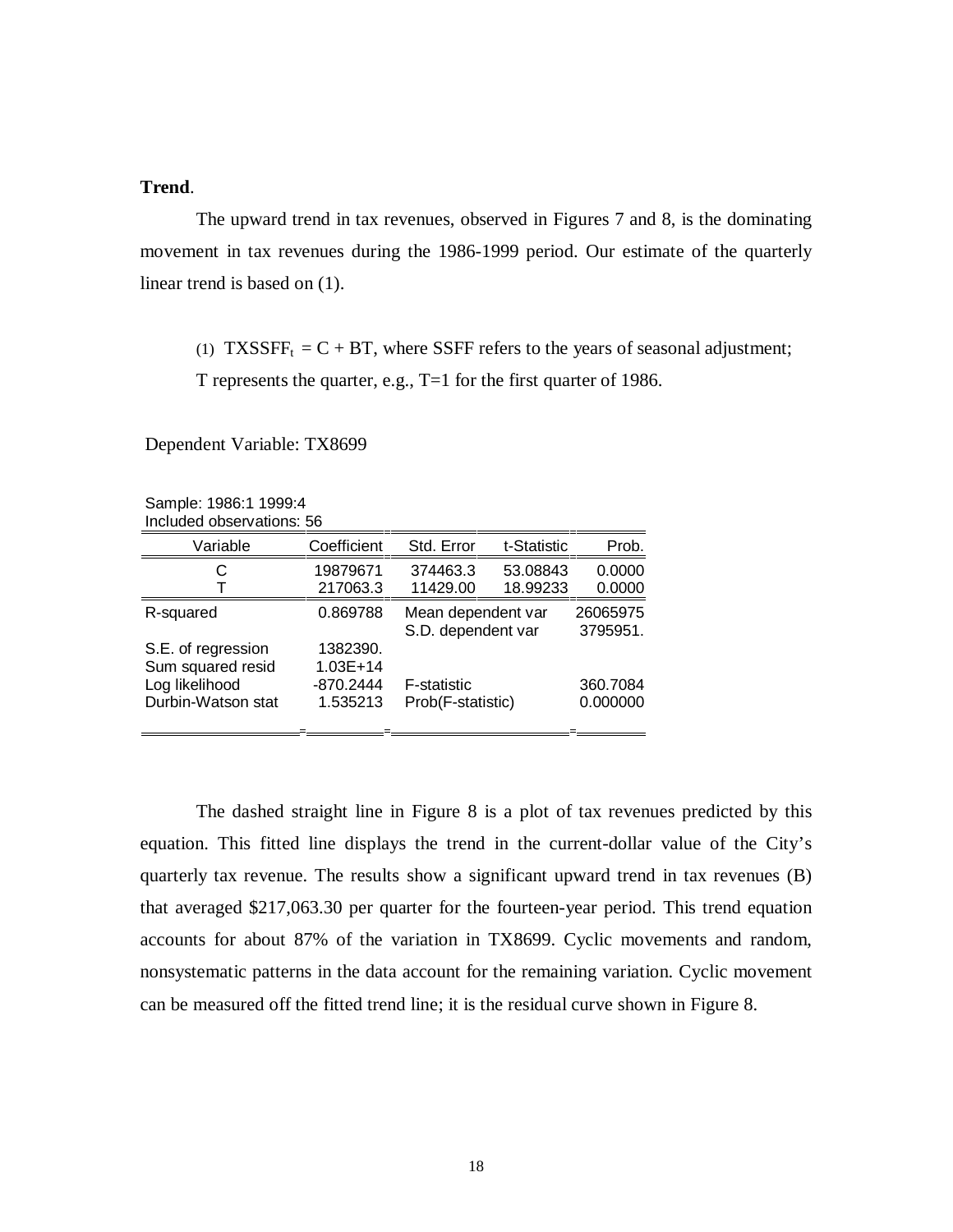**Trend**.

The upward trend in tax revenues, observed in Figures 7 and 8, is the dominating movement in tax revenues during the 1986-1999 period. Our estimate of the quarterly linear trend is based on (1).

(1) $TXSSFF_t = C + BT$, where SSFF refers to the years of seasonal adjustment; T represents the quarter, e.g., T=1 for the first quarter of 1986.

Dependent Variable: TX8699

Sample: 1986:1 1999:4
Included observations: 56

| Variable | Coefficient | Std. Error | t-Statistic | Prob. |
|---|---|---|---|---|
| C | 19879671 | 374463.3 | 53.08843 | 0.0000 |
| T | 217063.3 | 11429.00 | 18.99233 | 0.0000 |
| R-squared | 0.869788 | Mean dependent var | | 26065975 |
| | | S.D. dependent var | | 3795951. |
| S.E. of regression | 1382390. | | | |
| Sum squared resid | 1.03E+14 | | | |
| Log likelihood | -870.2444 | F-statistic | | 360.7084 |
| Durbin-Watson stat | 1.535213 | Prob(F-statistic) | | 0.000000 |

The dashed straight line in Figure 8 is a plot of tax revenues predicted by this equation. This fitted line displays the trend in the current-dollar value of the City's quarterly tax revenue. The results show a significant upward trend in tax revenues (B) that averaged $217,063.30 per quarter for the fourteen-year period. This trend equation accounts for about 87% of the variation in TX8699. Cyclic movements and random, nonsystematic patterns in the data account for the remaining variation. Cyclic movement can be measured off the fitted trend line; it is the residual curve shown in Figure 8.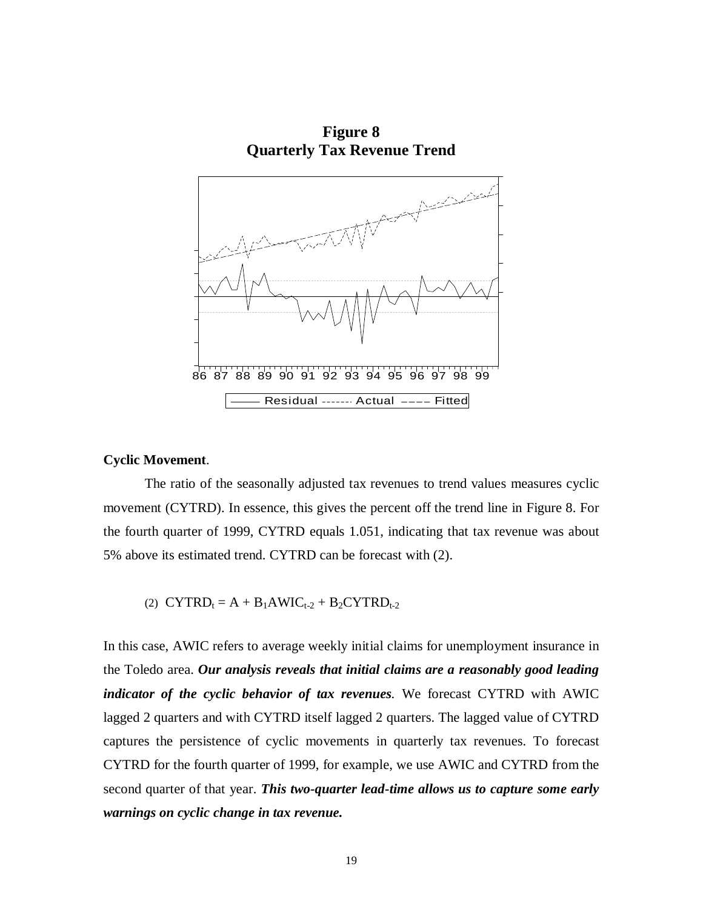**Figure 8**
**Quarterly Tax Revenue Trend**

86 87 88 89 90 91 92 93 94 95 96 97 98 99

Residual ------- Actual ---- Fitted

**Cyclic Movement**.

The ratio of the seasonally adjusted tax revenues to trend values measures cyclic movement (CYTRD). In essence, this gives the percent off the trend line in Figure 8. For the fourth quarter of 1999, CYTRD equals 1.051, indicating that tax revenue was about 5% above its estimated trend. CYTRD can be forecast with (2).

(2) $CYTRD_t = A + B_1 AWIC_{t-2} + B_2 CYTRD_{t-2}$

In this case, AWIC refers to average weekly initial claims for unemployment insurance in the Toledo area. ***Our analysis reveals that initial claims are a reasonably good leading indicator of the cyclic behavior of tax revenues.*** We forecast CYTRD with AWIC lagged 2 quarters and with CYTRD itself lagged 2 quarters. The lagged value of CYTRD captures the persistence of cyclic movements in quarterly tax revenues. To forecast CYTRD for the fourth quarter of 1999, for example, we use AWIC and CYTRD from the second quarter of that year. ***This two-quarter lead-time allows us to capture some early warnings on cyclic change in tax revenue.***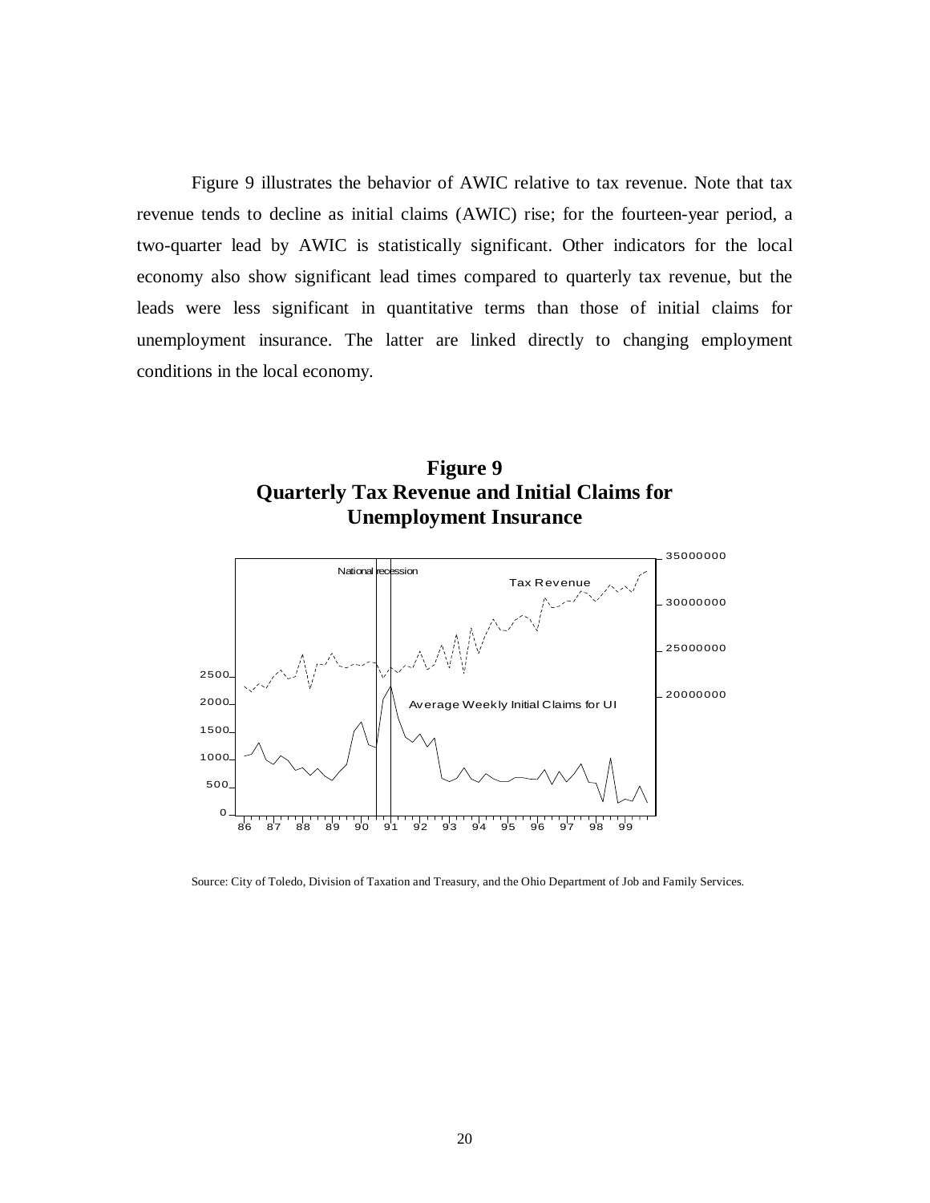Figure 9 illustrates the behavior of AWIC relative to tax revenue. Note that tax revenue tends to decline as initial claims (AWIC) rise; for the fourteen-year period, a two-quarter lead by AWIC is statistically significant. Other indicators for the local economy also show significant lead times compared to quarterly tax revenue, but the leads were less significant in quantitative terms than those of initial claims for unemployment insurance. The latter are linked directly to changing employment conditions in the local economy.

**Figure 9**
**Quarterly Tax Revenue and Initial Claims for Unemployment Insurance**

Source: City of Toledo, Division of Taxation and Treasury, and the Ohio Department of Job and Family Services.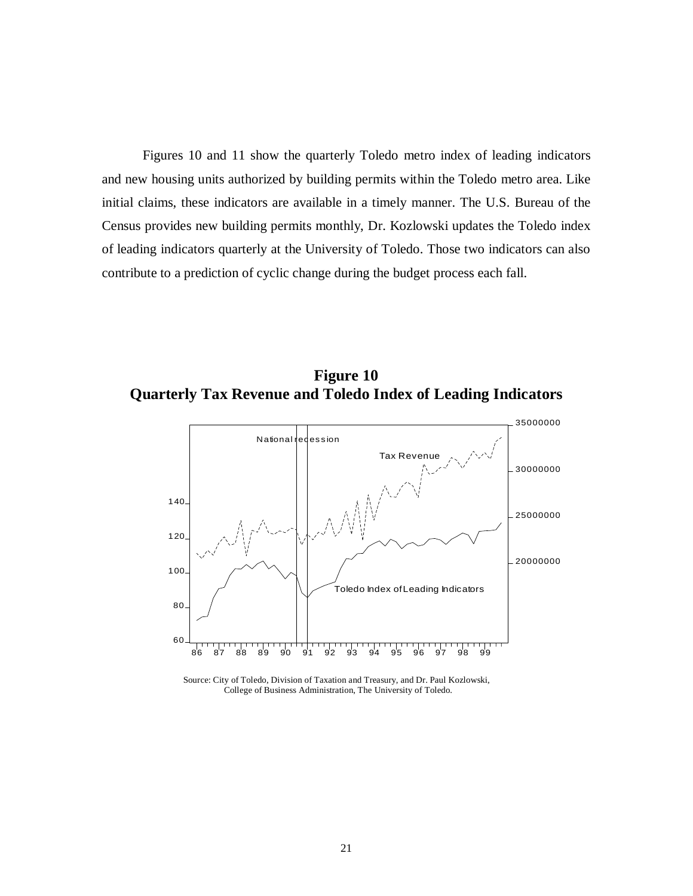Figures 10 and 11 show the quarterly Toledo metro index of leading indicators and new housing units authorized by building permits within the Toledo metro area. Like initial claims, these indicators are available in a timely manner. The U.S. Bureau of the Census provides new building permits monthly, Dr. Kozlowski updates the Toledo index of leading indicators quarterly at the University of Toledo. Those two indicators can also contribute to a prediction of cyclic change during the budget process each fall.

**Figure 10**
**Quarterly Tax Revenue and Toledo Index of Leading Indicators**

Source: City of Toledo, Division of Taxation and Treasury, and Dr. Paul Kozlowski, College of Business Administration, The University of Toledo.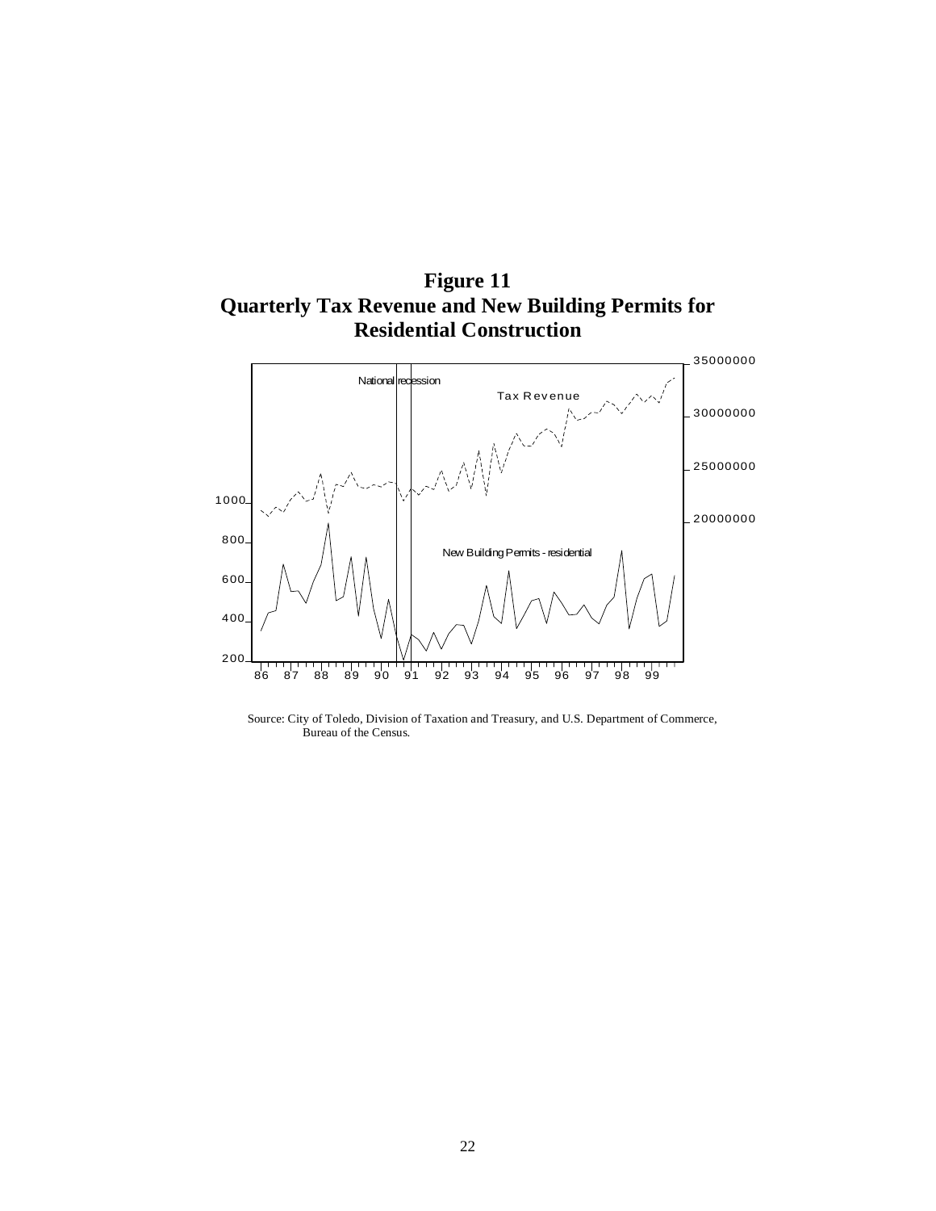**Figure 11**
**Quarterly Tax Revenue and New Building Permits for Residential Construction**

Source: City of Toledo, Division of Taxation and Treasury, and U.S. Department of Commerce, Bureau of the Census.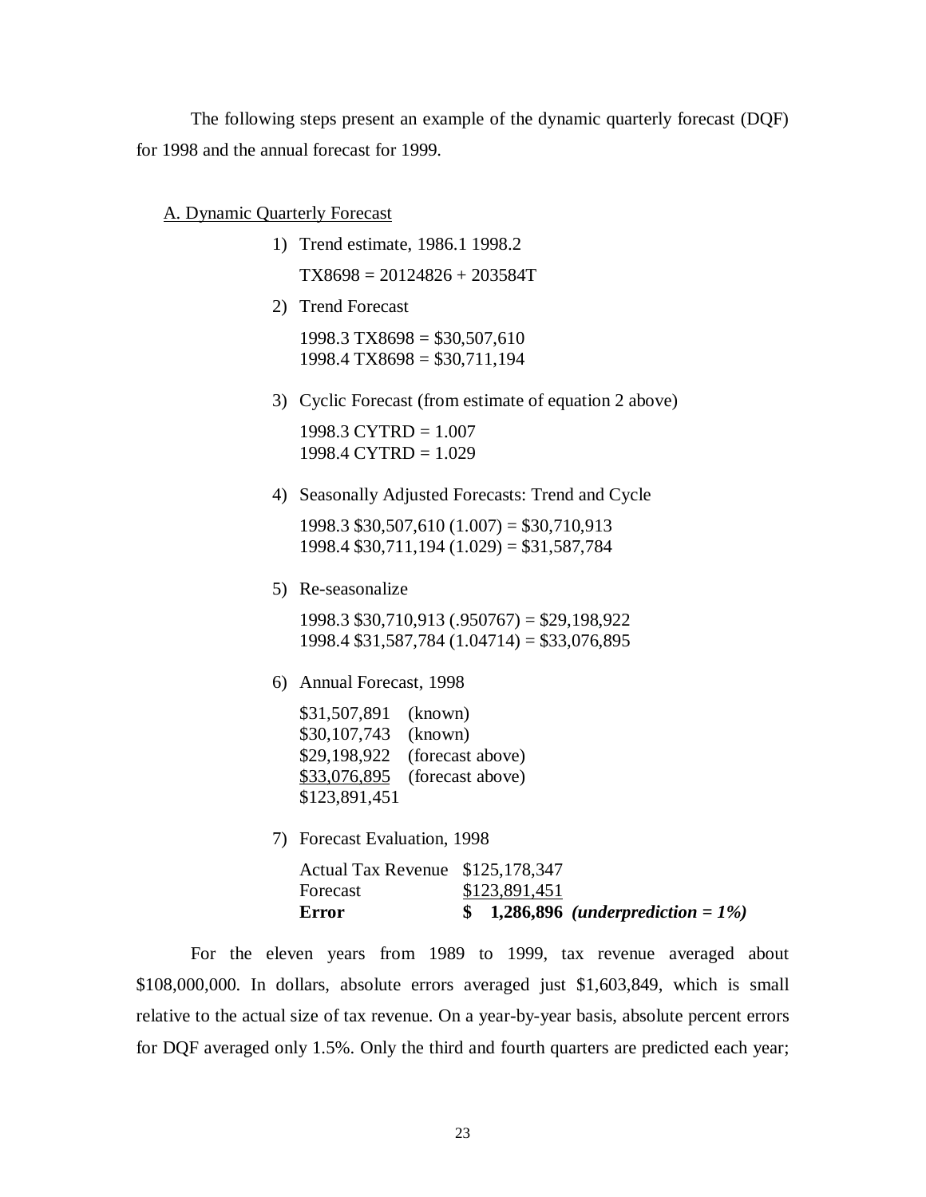The following steps present an example of the dynamic quarterly forecast (DQF) for 1998 and the annual forecast for 1999.

A. Dynamic Quarterly Forecast

1) Trend estimate, 1986.1 1998.2

   TX8698 = 20124826 + 203584T

2) Trend Forecast

   1998.3 TX8698 = $30,507,610
   1998.4 TX8698 = $30,711,194

3) Cyclic Forecast (from estimate of equation 2 above)

   1998.3 CYTRD = 1.007
   1998.4 CYTRD = 1.029

4) Seasonally Adjusted Forecasts: Trend and Cycle

   1998.3 $30,507,610 (1.007) = $30,710,913
   1998.4 $30,711,194 (1.029) = $31,587,784

5) Re-seasonalize

   1998.3 $30,710,913 (.950767) = $29,198,922
   1998.4 $31,587,784 (1.04714) = $33,076,895

6) Annual Forecast, 1998

| | |
|---|---|
| $31,507,891 | (known) |
| $30,107,743 | (known) |
| $29,198,922 | (forecast above) |
| $33,076,895 | (forecast above) |
| $123,891,451 | |

7) Forecast Evaluation, 1998

| | | |
|---|---|---|
| Actual Tax Revenue | $125,178,347 | |
| Forecast | $123,891,451 | |
| **Error** | **$ 1,286,896** | ***(underprediction = 1%)*** |

For the eleven years from 1989 to 1999, tax revenue averaged about $108,000,000. In dollars, absolute errors averaged just $1,603,849, which is small relative to the actual size of tax revenue. On a year-by-year basis, absolute percent errors for DQF averaged only 1.5%. Only the third and fourth quarters are predicted each year;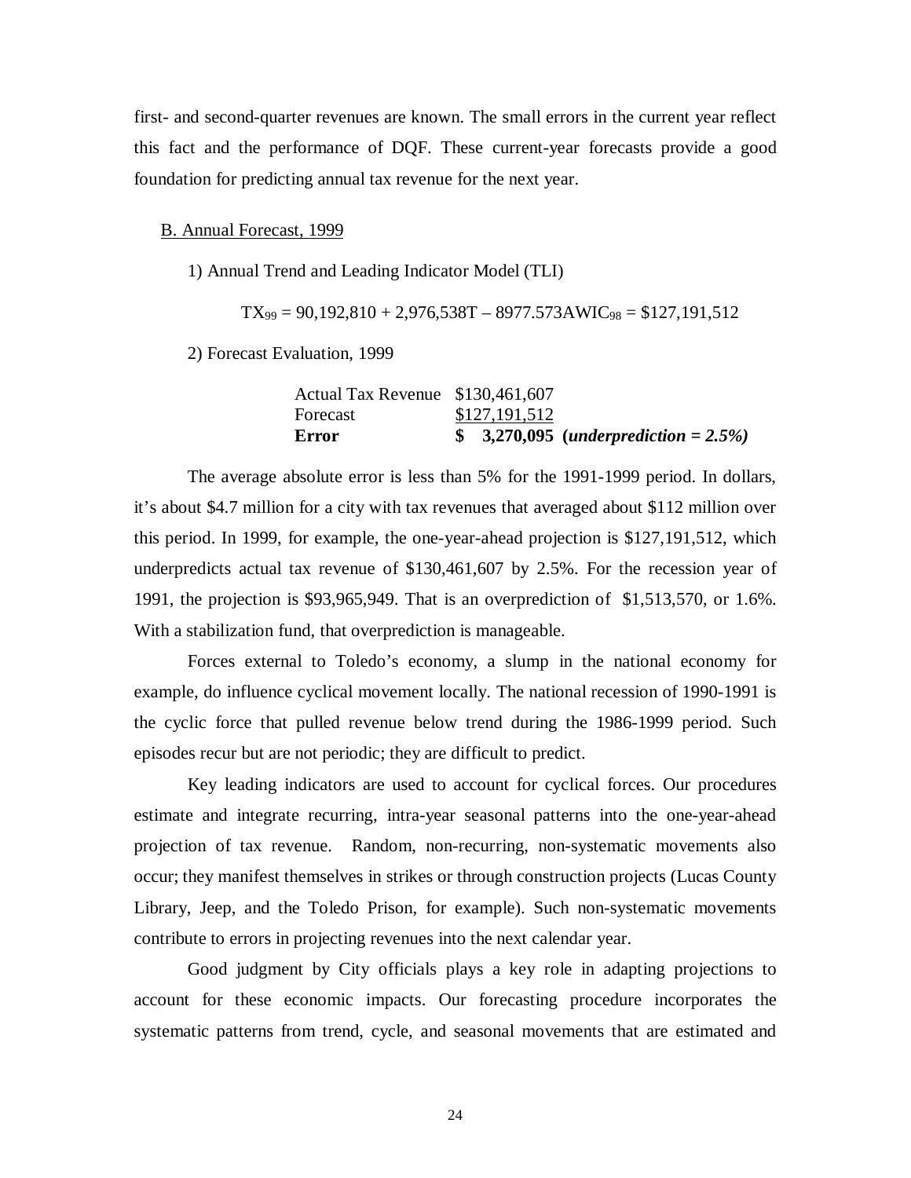first- and second-quarter revenues are known. The small errors in the current year reflect this fact and the performance of DQF. These current-year forecasts provide a good foundation for predicting annual tax revenue for the next year.

B. Annual Forecast, 1999

1) Annual Trend and Leading Indicator Model (TLI)

$$TX_{99} = 90{,}192{,}810 + 2{,}976{,}538T - 8977.573AWIC_{98} = \$127{,}191{,}512$$

2) Forecast Evaluation, 1999

| | | |
|---|---|---|
| Actual Tax Revenue | \$130,461,607 | |
| Forecast | \$127,191,512 | |
| **Error** | **\$ 3,270,095** | **(*underprediction = 2.5%)*** |

The average absolute error is less than 5% for the 1991-1999 period. In dollars, it's about \$4.7 million for a city with tax revenues that averaged about \$112 million over this period. In 1999, for example, the one-year-ahead projection is \$127,191,512, which underpredicts actual tax revenue of \$130,461,607 by 2.5%. For the recession year of 1991, the projection is \$93,965,949. That is an overprediction of \$1,513,570, or 1.6%. With a stabilization fund, that overprediction is manageable.

Forces external to Toledo's economy, a slump in the national economy for example, do influence cyclical movement locally. The national recession of 1990-1991 is the cyclic force that pulled revenue below trend during the 1986-1999 period. Such episodes recur but are not periodic; they are difficult to predict.

Key leading indicators are used to account for cyclical forces. Our procedures estimate and integrate recurring, intra-year seasonal patterns into the one-year-ahead projection of tax revenue. Random, non-recurring, non-systematic movements also occur; they manifest themselves in strikes or through construction projects (Lucas County Library, Jeep, and the Toledo Prison, for example). Such non-systematic movements contribute to errors in projecting revenues into the next calendar year.

Good judgment by City officials plays a key role in adapting projections to account for these economic impacts. Our forecasting procedure incorporates the systematic patterns from trend, cycle, and seasonal movements that are estimated and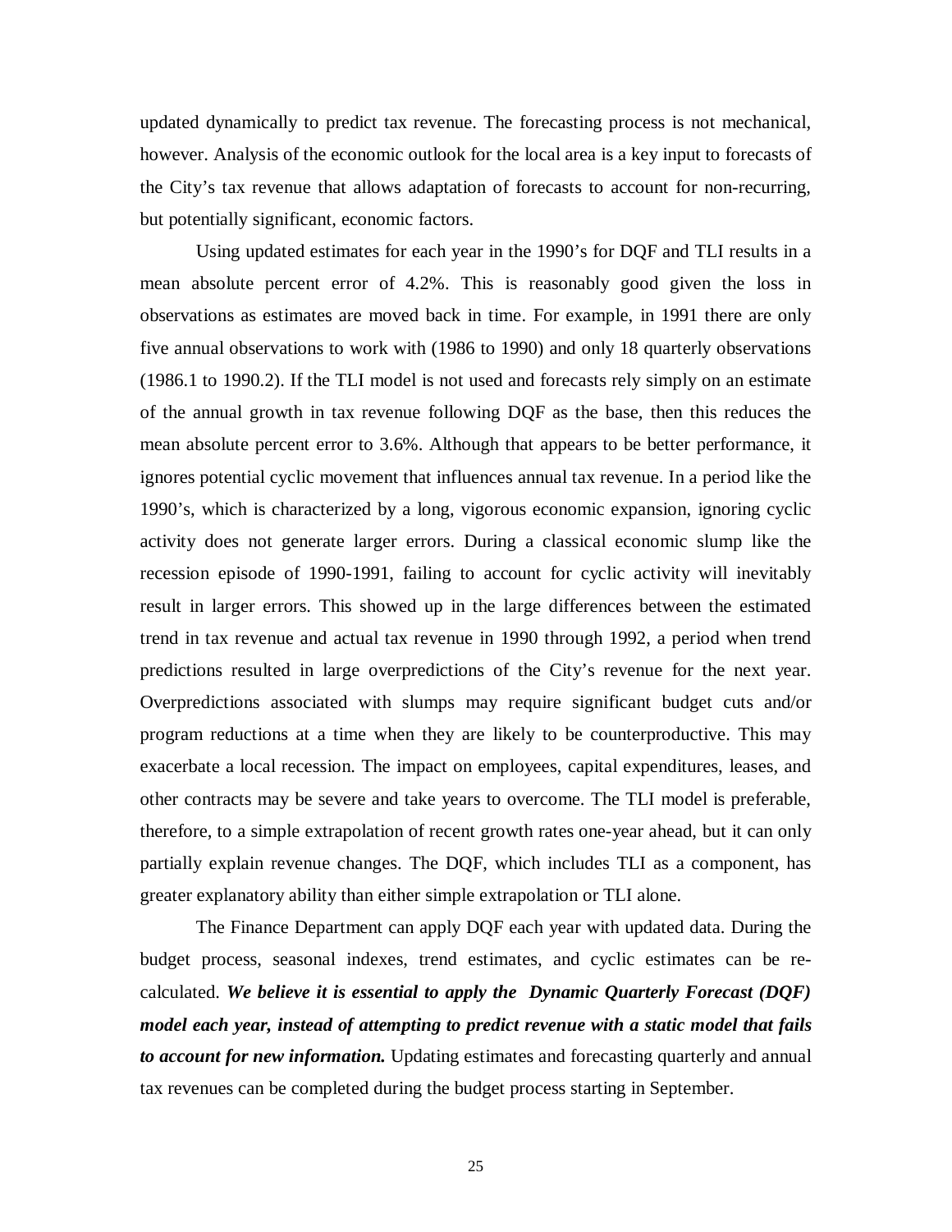updated dynamically to predict tax revenue. The forecasting process is not mechanical, however. Analysis of the economic outlook for the local area is a key input to forecasts of the City's tax revenue that allows adaptation of forecasts to account for non-recurring, but potentially significant, economic factors.

Using updated estimates for each year in the 1990's for DQF and TLI results in a mean absolute percent error of 4.2%. This is reasonably good given the loss in observations as estimates are moved back in time. For example, in 1991 there are only five annual observations to work with (1986 to 1990) and only 18 quarterly observations (1986.1 to 1990.2). If the TLI model is not used and forecasts rely simply on an estimate of the annual growth in tax revenue following DQF as the base, then this reduces the mean absolute percent error to 3.6%. Although that appears to be better performance, it ignores potential cyclic movement that influences annual tax revenue. In a period like the 1990's, which is characterized by a long, vigorous economic expansion, ignoring cyclic activity does not generate larger errors. During a classical economic slump like the recession episode of 1990-1991, failing to account for cyclic activity will inevitably result in larger errors. This showed up in the large differences between the estimated trend in tax revenue and actual tax revenue in 1990 through 1992, a period when trend predictions resulted in large overpredictions of the City's revenue for the next year. Overpredictions associated with slumps may require significant budget cuts and/or program reductions at a time when they are likely to be counterproductive. This may exacerbate a local recession. The impact on employees, capital expenditures, leases, and other contracts may be severe and take years to overcome. The TLI model is preferable, therefore, to a simple extrapolation of recent growth rates one-year ahead, but it can only partially explain revenue changes. The DQF, which includes TLI as a component, has greater explanatory ability than either simple extrapolation or TLI alone.

The Finance Department can apply DQF each year with updated data. During the budget process, seasonal indexes, trend estimates, and cyclic estimates can be re-calculated. ***We believe it is essential to apply the Dynamic Quarterly Forecast (DQF) model each year, instead of attempting to predict revenue with a static model that fails to account for new information.*** Updating estimates and forecasting quarterly and annual tax revenues can be completed during the budget process starting in September.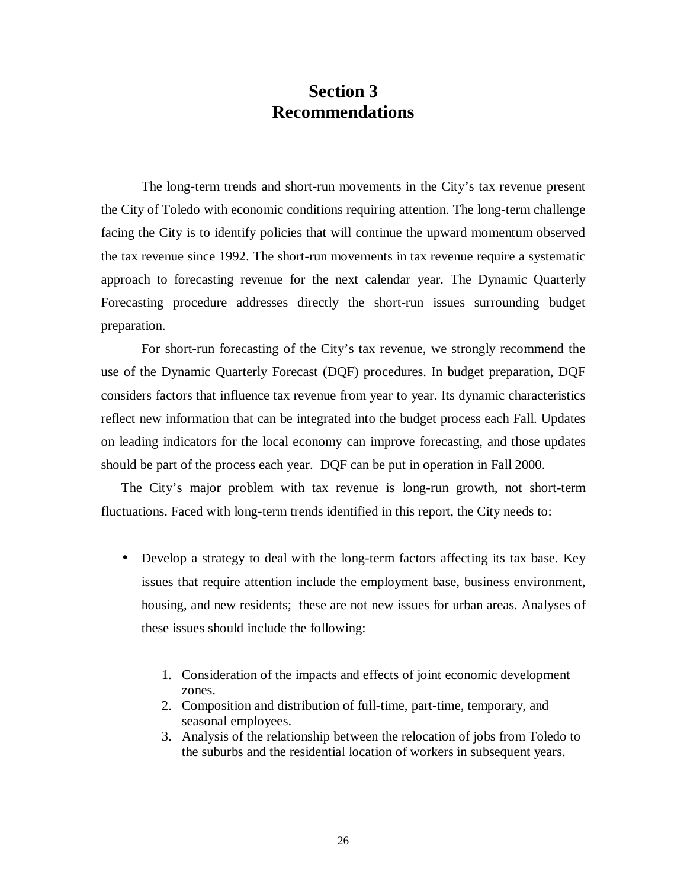# Section 3
# Recommendations

The long-term trends and short-run movements in the City's tax revenue present the City of Toledo with economic conditions requiring attention. The long-term challenge facing the City is to identify policies that will continue the upward momentum observed the tax revenue since 1992. The short-run movements in tax revenue require a systematic approach to forecasting revenue for the next calendar year. The Dynamic Quarterly Forecasting procedure addresses directly the short-run issues surrounding budget preparation.

For short-run forecasting of the City's tax revenue, we strongly recommend the use of the Dynamic Quarterly Forecast (DQF) procedures. In budget preparation, DQF considers factors that influence tax revenue from year to year. Its dynamic characteristics reflect new information that can be integrated into the budget process each Fall. Updates on leading indicators for the local economy can improve forecasting, and those updates should be part of the process each year. DQF can be put in operation in Fall 2000.

The City's major problem with tax revenue is long-run growth, not short-term fluctuations. Faced with long-term trends identified in this report, the City needs to:

- Develop a strategy to deal with the long-term factors affecting its tax base. Key issues that require attention include the employment base, business environment, housing, and new residents; these are not new issues for urban areas. Analyses of these issues should include the following:

    1. Consideration of the impacts and effects of joint economic development zones.
    2. Composition and distribution of full-time, part-time, temporary, and seasonal employees.
    3. Analysis of the relationship between the relocation of jobs from Toledo to the suburbs and the residential location of workers in subsequent years.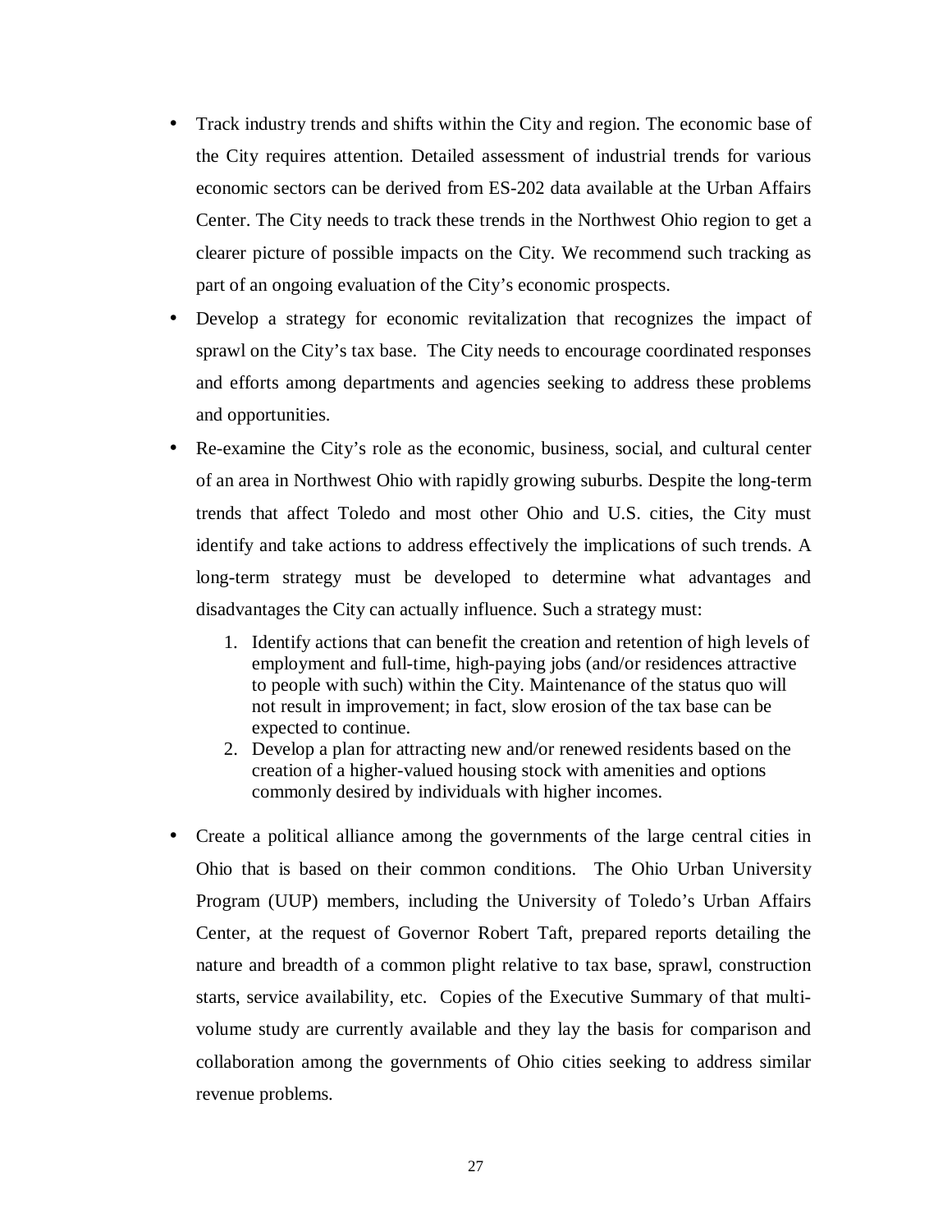- Track industry trends and shifts within the City and region. The economic base of the City requires attention. Detailed assessment of industrial trends for various economic sectors can be derived from ES-202 data available at the Urban Affairs Center. The City needs to track these trends in the Northwest Ohio region to get a clearer picture of possible impacts on the City. We recommend such tracking as part of an ongoing evaluation of the City's economic prospects.
- Develop a strategy for economic revitalization that recognizes the impact of sprawl on the City's tax base. The City needs to encourage coordinated responses and efforts among departments and agencies seeking to address these problems and opportunities.
- Re-examine the City's role as the economic, business, social, and cultural center of an area in Northwest Ohio with rapidly growing suburbs. Despite the long-term trends that affect Toledo and most other Ohio and U.S. cities, the City must identify and take actions to address effectively the implications of such trends. A long-term strategy must be developed to determine what advantages and disadvantages the City can actually influence. Such a strategy must:
    1. Identify actions that can benefit the creation and retention of high levels of employment and full-time, high-paying jobs (and/or residences attractive to people with such) within the City. Maintenance of the status quo will not result in improvement; in fact, slow erosion of the tax base can be expected to continue.
    2. Develop a plan for attracting new and/or renewed residents based on the creation of a higher-valued housing stock with amenities and options commonly desired by individuals with higher incomes.
- Create a political alliance among the governments of the large central cities in Ohio that is based on their common conditions. The Ohio Urban University Program (UUP) members, including the University of Toledo's Urban Affairs Center, at the request of Governor Robert Taft, prepared reports detailing the nature and breadth of a common plight relative to tax base, sprawl, construction starts, service availability, etc. Copies of the Executive Summary of that multi-volume study are currently available and they lay the basis for comparison and collaboration among the governments of Ohio cities seeking to address similar revenue problems.